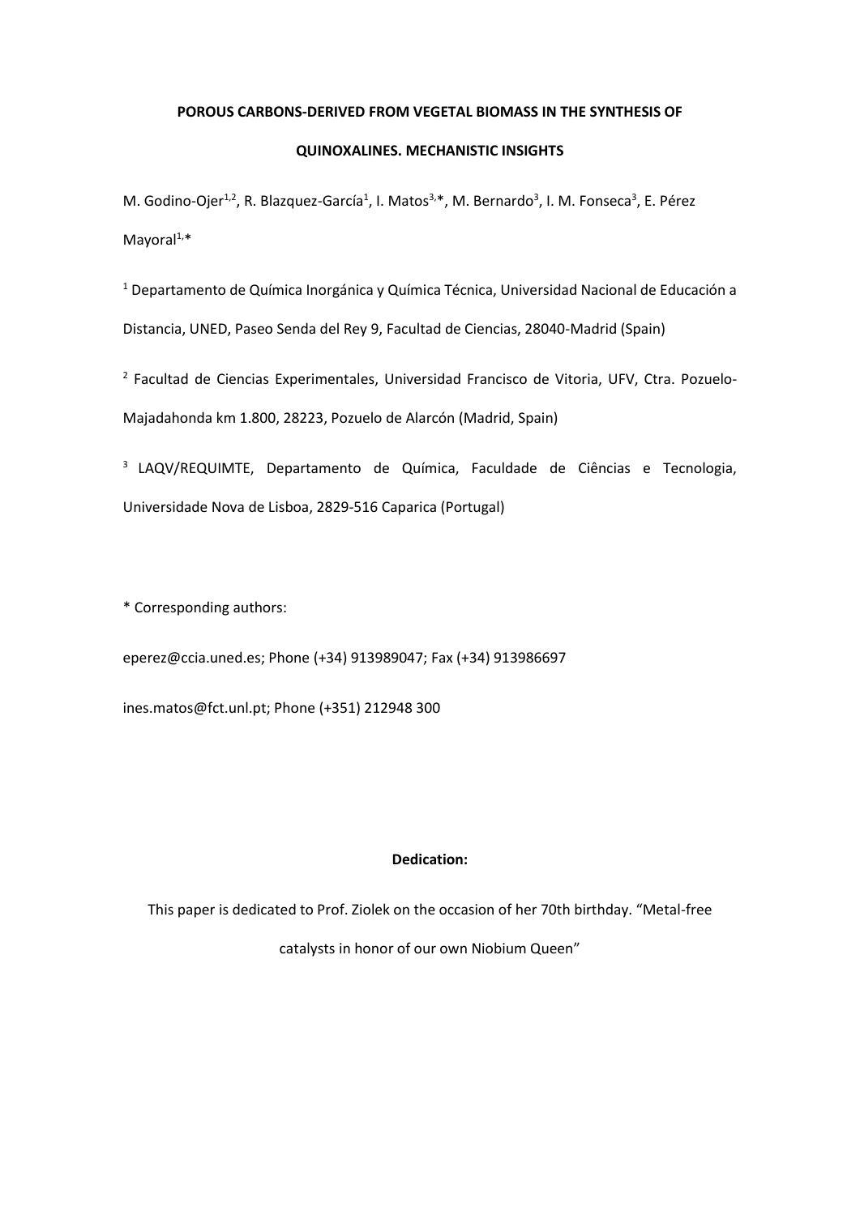# POROUS CARBONS-DERIVED FROM VEGETAL BIOMASS IN THE SYNTHESIS OF QUINOXALINES. MECHANISTIC INSIGHTS

M. Godino-Ojer[1,2], R. Blazquez-García[1], I. Matos[3,*], M. Bernardo[3], I. M. Fonseca[3], E. Pérez Mayoral[1,*]

[1] Departamento de Química Inorgánica y Química Técnica, Universidad Nacional de Educación a Distancia, UNED, Paseo Senda del Rey 9, Facultad de Ciencias, 28040-Madrid (Spain)

[2] Facultad de Ciencias Experimentales, Universidad Francisco de Vitoria, UFV, Ctra. Pozuelo-Majadahonda km 1.800, 28223, Pozuelo de Alarcón (Madrid, Spain)

[3] LAQV/REQUIMTE, Departamento de Química, Faculdade de Ciências e Tecnologia, Universidade Nova de Lisboa, 2829-516 Caparica (Portugal)

* Corresponding authors:

eperez@ccia.uned.es; Phone (+34) 913989047; Fax (+34) 913986697

ines.matos@fct.unl.pt; Phone (+351) 212948 300

**Dedication:**

This paper is dedicated to Prof. Ziolek on the occasion of her 70th birthday. "Metal-free catalysts in honor of our own Niobium Queen"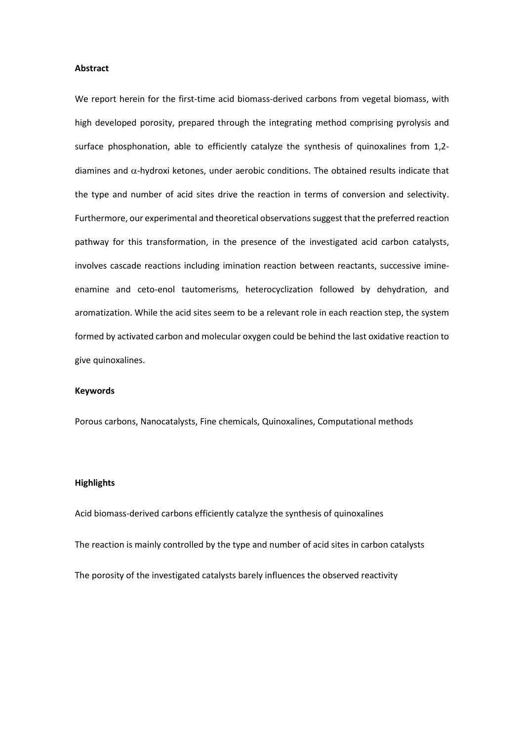**Abstract**

We report herein for the first-time acid biomass-derived carbons from vegetal biomass, with high developed porosity, prepared through the integrating method comprising pyrolysis and surface phosphonation, able to efficiently catalyze the synthesis of quinoxalines from 1,2-diamines and $\alpha$-hydroxi ketones, under aerobic conditions. The obtained results indicate that the type and number of acid sites drive the reaction in terms of conversion and selectivity. Furthermore, our experimental and theoretical observations suggest that the preferred reaction pathway for this transformation, in the presence of the investigated acid carbon catalysts, involves cascade reactions including imination reaction between reactants, successive imine-enamine and ceto-enol tautomerisms, heterocyclization followed by dehydration, and aromatization. While the acid sites seem to be a relevant role in each reaction step, the system formed by activated carbon and molecular oxygen could be behind the last oxidative reaction to give quinoxalines.

**Keywords**

Porous carbons, Nanocatalysts, Fine chemicals, Quinoxalines, Computational methods

**Highlights**

Acid biomass-derived carbons efficiently catalyze the synthesis of quinoxalines

The reaction is mainly controlled by the type and number of acid sites in carbon catalysts

The porosity of the investigated catalysts barely influences the observed reactivity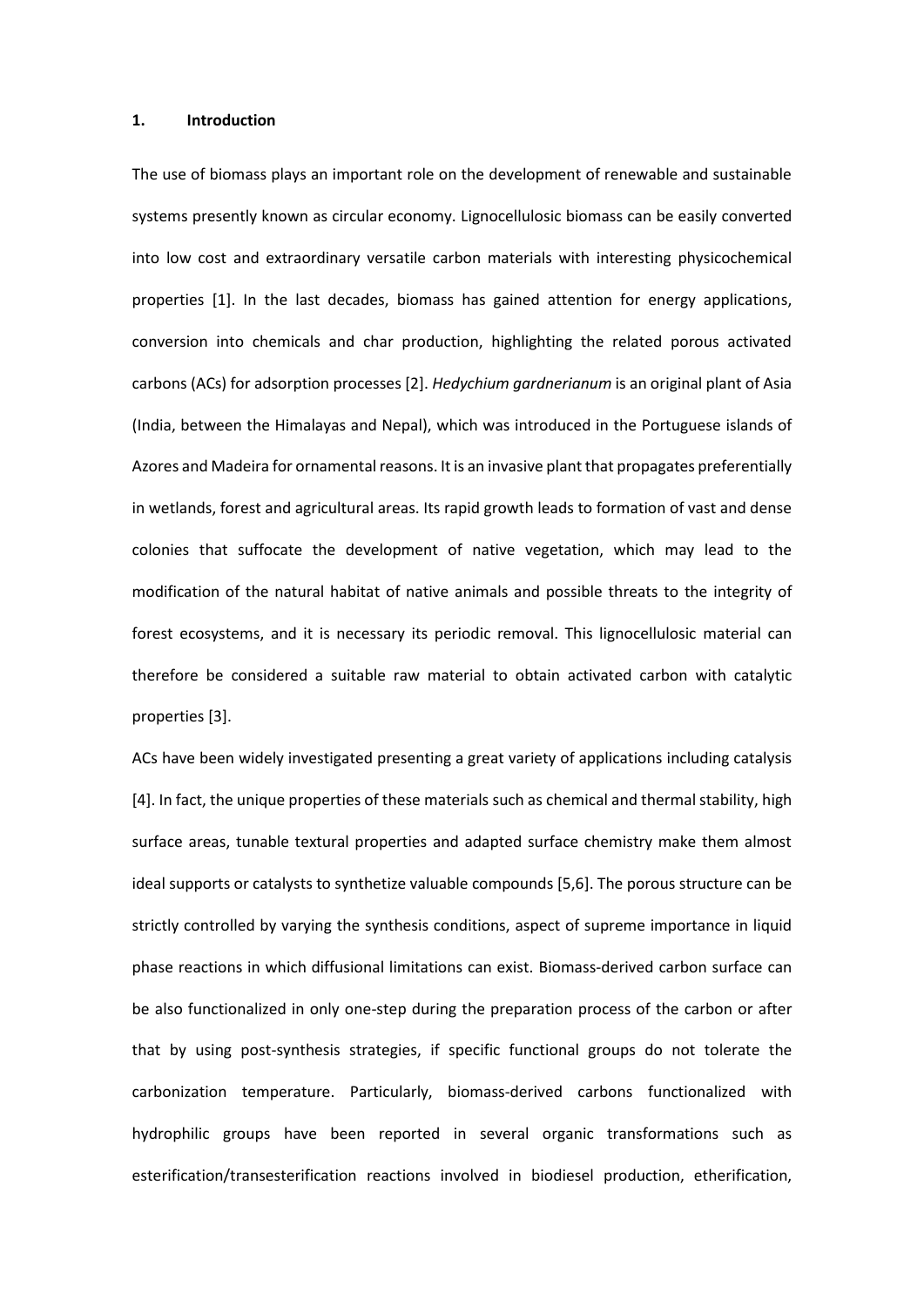## 1. Introduction

The use of biomass plays an important role on the development of renewable and sustainable systems presently known as circular economy. Lignocellulosic biomass can be easily converted into low cost and extraordinary versatile carbon materials with interesting physicochemical properties [1]. In the last decades, biomass has gained attention for energy applications, conversion into chemicals and char production, highlighting the related porous activated carbons (ACs) for adsorption processes [2]. *Hedychium gardnerianum* is an original plant of Asia (India, between the Himalayas and Nepal), which was introduced in the Portuguese islands of Azores and Madeira for ornamental reasons. It is an invasive plant that propagates preferentially in wetlands, forest and agricultural areas. Its rapid growth leads to formation of vast and dense colonies that suffocate the development of native vegetation, which may lead to the modification of the natural habitat of native animals and possible threats to the integrity of forest ecosystems, and it is necessary its periodic removal. This lignocellulosic material can therefore be considered a suitable raw material to obtain activated carbon with catalytic properties [3].

ACs have been widely investigated presenting a great variety of applications including catalysis [4]. In fact, the unique properties of these materials such as chemical and thermal stability, high surface areas, tunable textural properties and adapted surface chemistry make them almost ideal supports or catalysts to synthetize valuable compounds [5,6]. The porous structure can be strictly controlled by varying the synthesis conditions, aspect of supreme importance in liquid phase reactions in which diffusional limitations can exist. Biomass-derived carbon surface can be also functionalized in only one-step during the preparation process of the carbon or after that by using post-synthesis strategies, if specific functional groups do not tolerate the carbonization temperature. Particularly, biomass-derived carbons functionalized with hydrophilic groups have been reported in several organic transformations such as esterification/transesterification reactions involved in biodiesel production, etherification,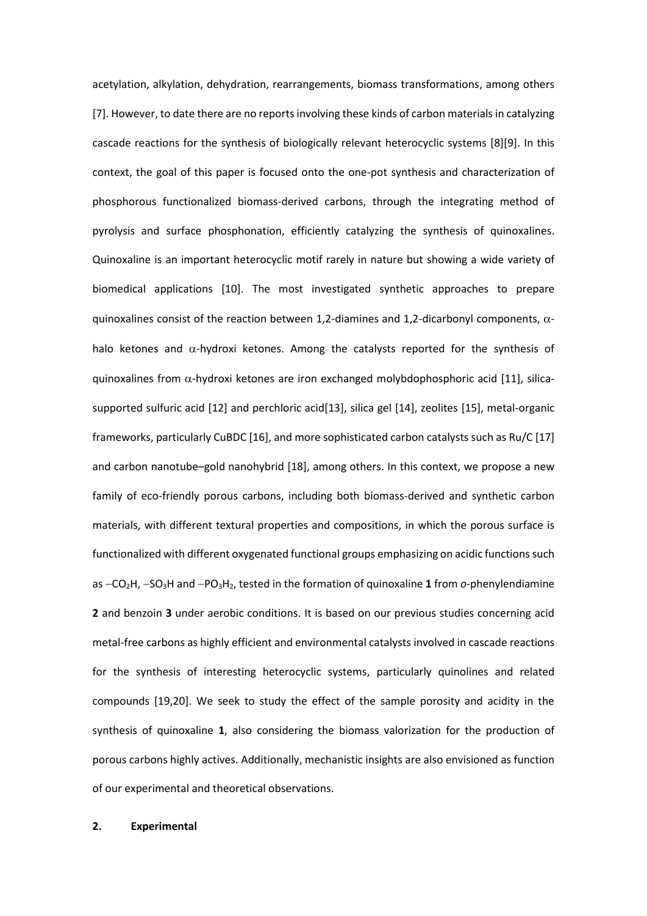acetylation, alkylation, dehydration, rearrangements, biomass transformations, among others [7]. However, to date there are no reports involving these kinds of carbon materials in catalyzing cascade reactions for the synthesis of biologically relevant heterocyclic systems [8][9]. In this context, the goal of this paper is focused onto the one-pot synthesis and characterization of phosphorous functionalized biomass-derived carbons, through the integrating method of pyrolysis and surface phosphonation, efficiently catalyzing the synthesis of quinoxalines. Quinoxaline is an important heterocyclic motif rarely in nature but showing a wide variety of biomedical applications [10]. The most investigated synthetic approaches to prepare quinoxalines consist of the reaction between 1,2-diamines and 1,2-dicarbonyl components, $\alpha$-halo ketones and $\alpha$-hydroxi ketones. Among the catalysts reported for the synthesis of quinoxalines from $\alpha$-hydroxi ketones are iron exchanged molybdophosphoric acid [11], silica-supported sulfuric acid [12] and perchloric acid[13], silica gel [14], zeolites [15], metal-organic frameworks, particularly CuBDC [16], and more sophisticated carbon catalysts such as Ru/C [17] and carbon nanotube–gold nanohybrid [18], among others. In this context, we propose a new family of eco-friendly porous carbons, including both biomass-derived and synthetic carbon materials, with different textural properties and compositions, in which the porous surface is functionalized with different oxygenated functional groups emphasizing on acidic functions such as $-CO_2H$, $-SO_3H$ and $-PO_3H_2$, tested in the formation of quinoxaline **1** from *o*-phenylendiamine **2** and benzoin **3** under aerobic conditions. It is based on our previous studies concerning acid metal-free carbons as highly efficient and environmental catalysts involved in cascade reactions for the synthesis of interesting heterocyclic systems, particularly quinolines and related compounds [19,20]. We seek to study the effect of the sample porosity and acidity in the synthesis of quinoxaline **1**, also considering the biomass valorization for the production of porous carbons highly actives. Additionally, mechanistic insights are also envisioned as function of our experimental and theoretical observations.

## 2. Experimental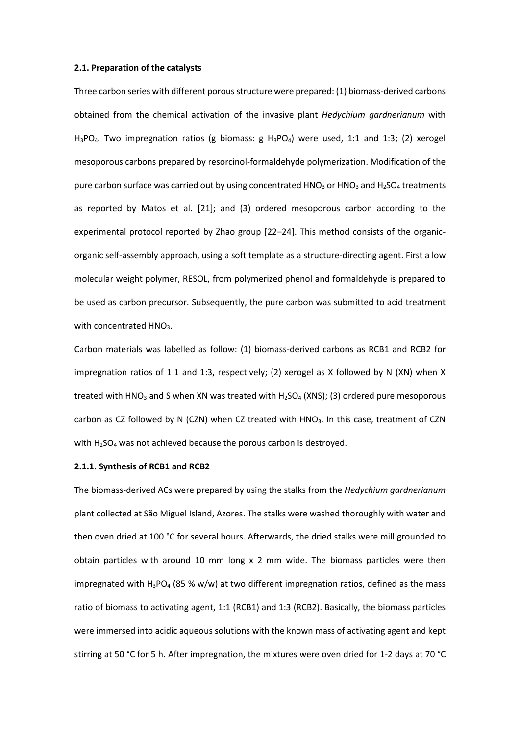### 2.1. Preparation of the catalysts

Three carbon series with different porous structure were prepared: (1) biomass-derived carbons obtained from the chemical activation of the invasive plant *Hedychium gardnerianum* with $H_3PO_4$. Two impregnation ratios (g biomass: g $H_3PO_4$) were used, 1:1 and 1:3; (2) xerogel mesoporous carbons prepared by resorcinol-formaldehyde polymerization. Modification of the pure carbon surface was carried out by using concentrated $HNO_3$ or $HNO_3$ and $H_2SO_4$ treatments as reported by Matos et al. [21]; and (3) ordered mesoporous carbon according to the experimental protocol reported by Zhao group [22–24]. This method consists of the organic-organic self-assembly approach, using a soft template as a structure-directing agent. First a low molecular weight polymer, RESOL, from polymerized phenol and formaldehyde is prepared to be used as carbon precursor. Subsequently, the pure carbon was submitted to acid treatment with concentrated $HNO_3$.

Carbon materials was labelled as follow: (1) biomass-derived carbons as RCB1 and RCB2 for impregnation ratios of 1:1 and 1:3, respectively; (2) xerogel as X followed by N (XN) when X treated with $HNO_3$ and S when XN was treated with $H_2SO_4$ (XNS); (3) ordered pure mesoporous carbon as CZ followed by N (CZN) when CZ treated with $HNO_3$. In this case, treatment of CZN with $H_2SO_4$ was not achieved because the porous carbon is destroyed.

#### 2.1.1. Synthesis of RCB1 and RCB2

The biomass-derived ACs were prepared by using the stalks from the *Hedychium gardnerianum* plant collected at São Miguel Island, Azores. The stalks were washed thoroughly with water and then oven dried at 100 °C for several hours. Afterwards, the dried stalks were mill grounded to obtain particles with around 10 mm long x 2 mm wide. The biomass particles were then impregnated with $H_3PO_4$ (85 % w/w) at two different impregnation ratios, defined as the mass ratio of biomass to activating agent, 1:1 (RCB1) and 1:3 (RCB2). Basically, the biomass particles were immersed into acidic aqueous solutions with the known mass of activating agent and kept stirring at 50 °C for 5 h. After impregnation, the mixtures were oven dried for 1-2 days at 70 °C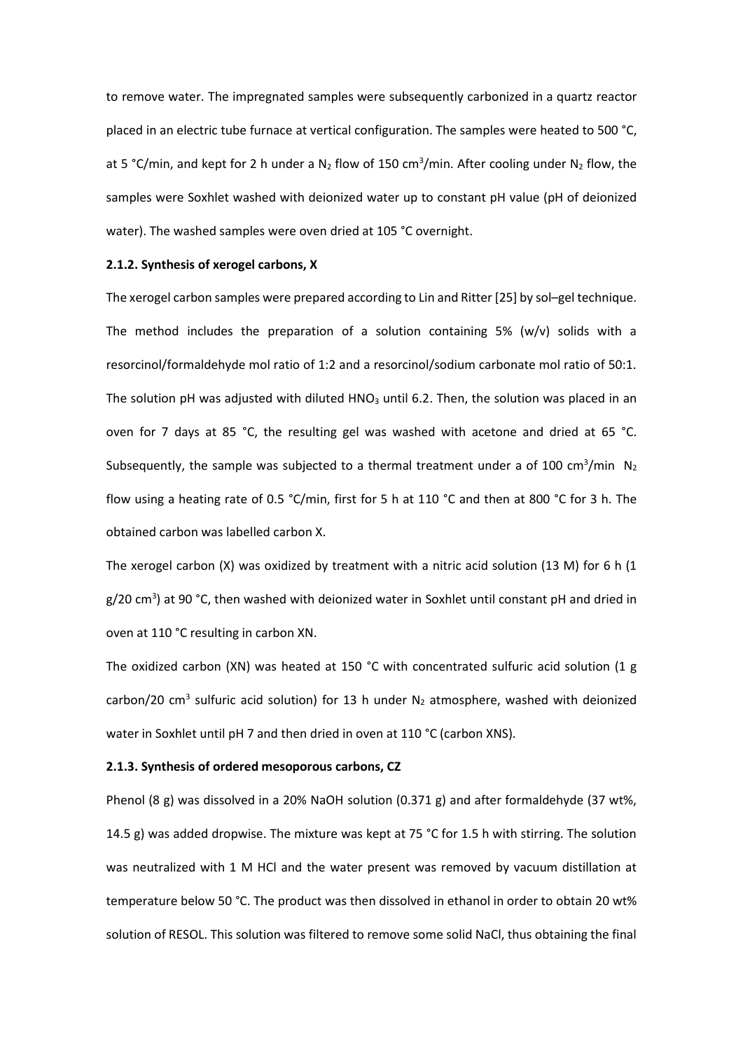to remove water. The impregnated samples were subsequently carbonized in a quartz reactor placed in an electric tube furnace at vertical configuration. The samples were heated to 500 °C, at 5 °C/min, and kept for 2 h under a $N_2$ flow of 150 $cm^3$/min. After cooling under $N_2$ flow, the samples were Soxhlet washed with deionized water up to constant pH value (pH of deionized water). The washed samples were oven dried at 105 °C overnight.

#### 2.1.2. Synthesis of xerogel carbons, X

The xerogel carbon samples were prepared according to Lin and Ritter [25] by sol–gel technique. The method includes the preparation of a solution containing 5% (w/v) solids with a resorcinol/formaldehyde mol ratio of 1:2 and a resorcinol/sodium carbonate mol ratio of 50:1. The solution pH was adjusted with diluted $HNO_3$ until 6.2. Then, the solution was placed in an oven for 7 days at 85 °C, the resulting gel was washed with acetone and dried at 65 °C. Subsequently, the sample was subjected to a thermal treatment under a of 100 $cm^3$/min $N_2$ flow using a heating rate of 0.5 °C/min, first for 5 h at 110 °C and then at 800 °C for 3 h. The obtained carbon was labelled carbon X.

The xerogel carbon (X) was oxidized by treatment with a nitric acid solution (13 M) for 6 h (1 g/20 $cm^3$) at 90 °C, then washed with deionized water in Soxhlet until constant pH and dried in oven at 110 °C resulting in carbon XN.

The oxidized carbon (XN) was heated at 150 °C with concentrated sulfuric acid solution (1 g carbon/20 $cm^3$ sulfuric acid solution) for 13 h under $N_2$ atmosphere, washed with deionized water in Soxhlet until pH 7 and then dried in oven at 110 °C (carbon XNS).

#### 2.1.3. Synthesis of ordered mesoporous carbons, CZ

Phenol (8 g) was dissolved in a 20% NaOH solution (0.371 g) and after formaldehyde (37 wt%, 14.5 g) was added dropwise. The mixture was kept at 75 °C for 1.5 h with stirring. The solution was neutralized with 1 M HCl and the water present was removed by vacuum distillation at temperature below 50 °C. The product was then dissolved in ethanol in order to obtain 20 wt% solution of RESOL. This solution was filtered to remove some solid NaCl, thus obtaining the final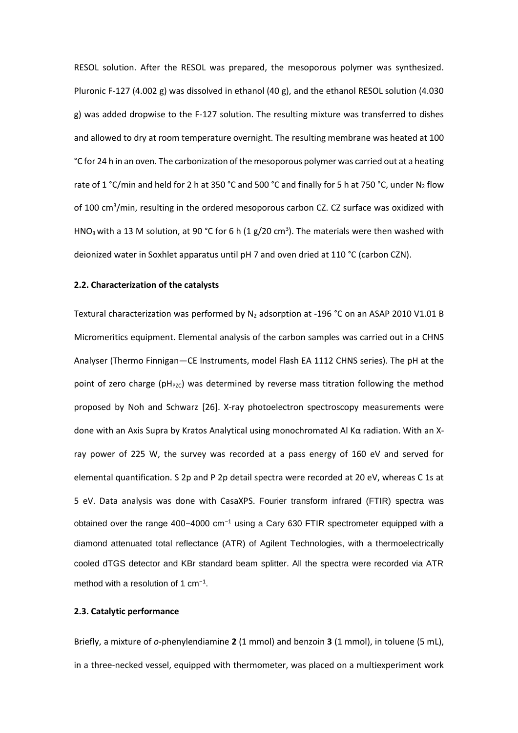RESOL solution. After the RESOL was prepared, the mesoporous polymer was synthesized. Pluronic F-127 (4.002 g) was dissolved in ethanol (40 g), and the ethanol RESOL solution (4.030 g) was added dropwise to the F-127 solution. The resulting mixture was transferred to dishes and allowed to dry at room temperature overnight. The resulting membrane was heated at 100 °C for 24 h in an oven. The carbonization of the mesoporous polymer was carried out at a heating rate of 1 °C/min and held for 2 h at 350 °C and 500 °C and finally for 5 h at 750 °C, under $N_2$ flow of 100 $cm^3$/min, resulting in the ordered mesoporous carbon CZ. CZ surface was oxidized with $HNO_3$ with a 13 M solution, at 90 °C for 6 h (1 g/20 $cm^3$). The materials were then washed with deionized water in Soxhlet apparatus until pH 7 and oven dried at 110 °C (carbon CZN).

### 2.2. Characterization of the catalysts

Textural characterization was performed by $N_2$ adsorption at -196 °C on an ASAP 2010 V1.01 B Micromeritics equipment. Elemental analysis of the carbon samples was carried out in a CHNS Analyser (Thermo Finnigan—CE Instruments, model Flash EA 1112 CHNS series). The pH at the point of zero charge ($pH_{PZC}$) was determined by reverse mass titration following the method proposed by Noh and Schwarz [26]. X-ray photoelectron spectroscopy measurements were done with an Axis Supra by Kratos Analytical using monochromated Al Kα radiation. With an X-ray power of 225 W, the survey was recorded at a pass energy of 160 eV and served for elemental quantification. S 2p and P 2p detail spectra were recorded at 20 eV, whereas C 1s at 5 eV. Data analysis was done with CasaXPS. Fourier transform infrared (FTIR) spectra was obtained over the range 400−4000 $cm^{-1}$ using a Cary 630 FTIR spectrometer equipped with a diamond attenuated total reflectance (ATR) of Agilent Technologies, with a thermoelectrically cooled dTGS detector and KBr standard beam splitter. All the spectra were recorded via ATR method with a resolution of 1 $cm^{-1}$.

### 2.3. Catalytic performance

Briefly, a mixture of *o*-phenylendiamine **2** (1 mmol) and benzoin **3** (1 mmol), in toluene (5 mL), in a three-necked vessel, equipped with thermometer, was placed on a multiexperiment work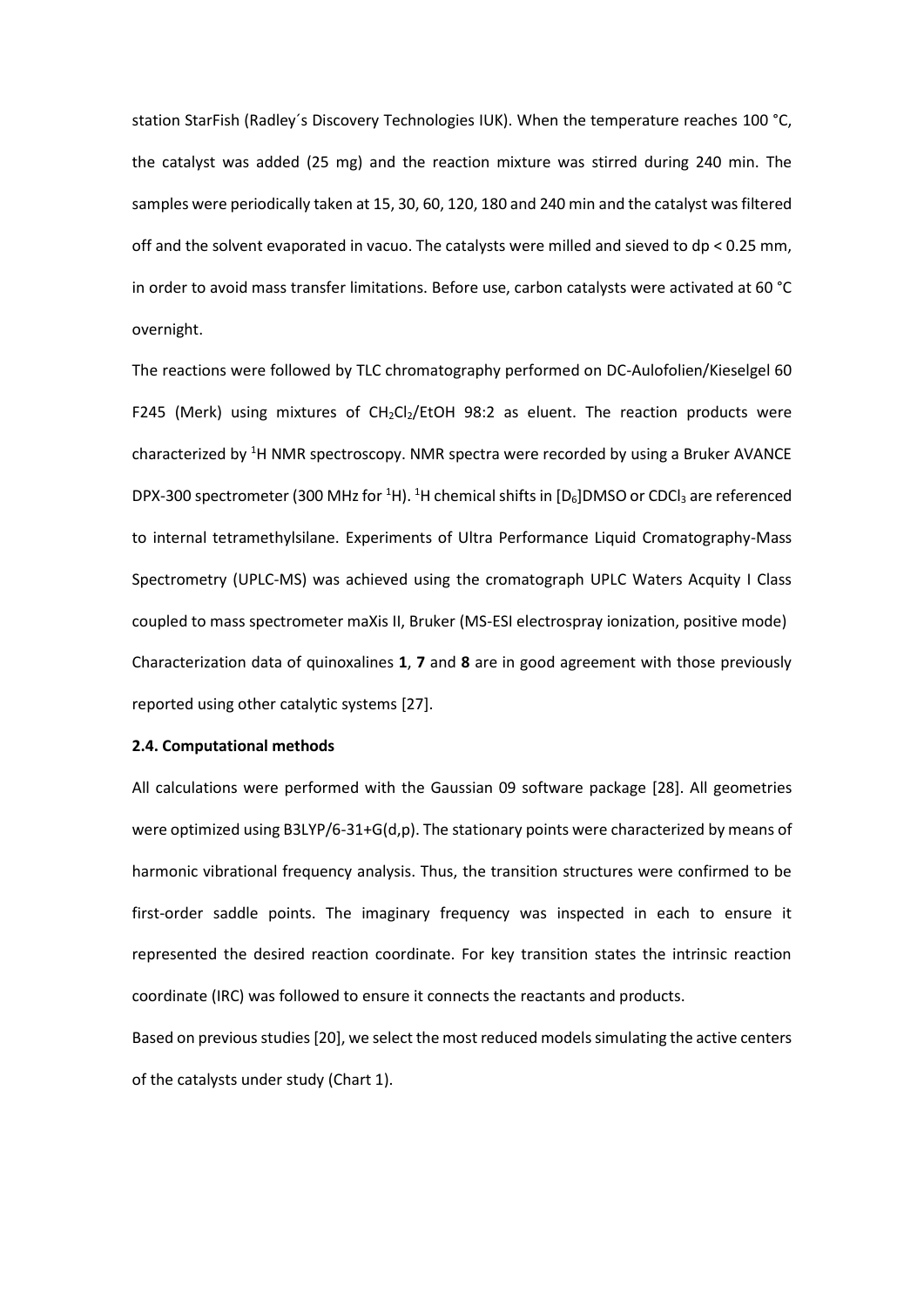station StarFish (Radley´s Discovery Technologies IUK). When the temperature reaches 100 °C, the catalyst was added (25 mg) and the reaction mixture was stirred during 240 min. The samples were periodically taken at 15, 30, 60, 120, 180 and 240 min and the catalyst was filtered off and the solvent evaporated in vacuo. The catalysts were milled and sieved to dp < 0.25 mm, in order to avoid mass transfer limitations. Before use, carbon catalysts were activated at 60 °C overnight.

The reactions were followed by TLC chromatography performed on DC-Aulofolien/Kieselgel 60 F245 (Merk) using mixtures of $CH_2Cl_2$/EtOH 98:2 as eluent. The reaction products were characterized by $^1$H NMR spectroscopy. NMR spectra were recorded by using a Bruker AVANCE DPX-300 spectrometer (300 MHz for $^1$H). $^1$H chemical shifts in [$D_6$]DMSO or $CDCl_3$ are referenced to internal tetramethylsilane. Experiments of Ultra Performance Liquid Cromatography-Mass Spectrometry (UPLC-MS) was achieved using the cromatograph UPLC Waters Acquity I Class coupled to mass spectrometer maXis II, Bruker (MS-ESI electrospray ionization, positive mode) Characterization data of quinoxalines **1**, **7** and **8** are in good agreement with those previously reported using other catalytic systems [27].

#### 2.4. Computational methods

All calculations were performed with the Gaussian 09 software package [28]. All geometries were optimized using B3LYP/6-31+G(d,p). The stationary points were characterized by means of harmonic vibrational frequency analysis. Thus, the transition structures were confirmed to be first-order saddle points. The imaginary frequency was inspected in each to ensure it represented the desired reaction coordinate. For key transition states the intrinsic reaction coordinate (IRC) was followed to ensure it connects the reactants and products.

Based on previous studies [20], we select the most reduced models simulating the active centers of the catalysts under study (Chart 1).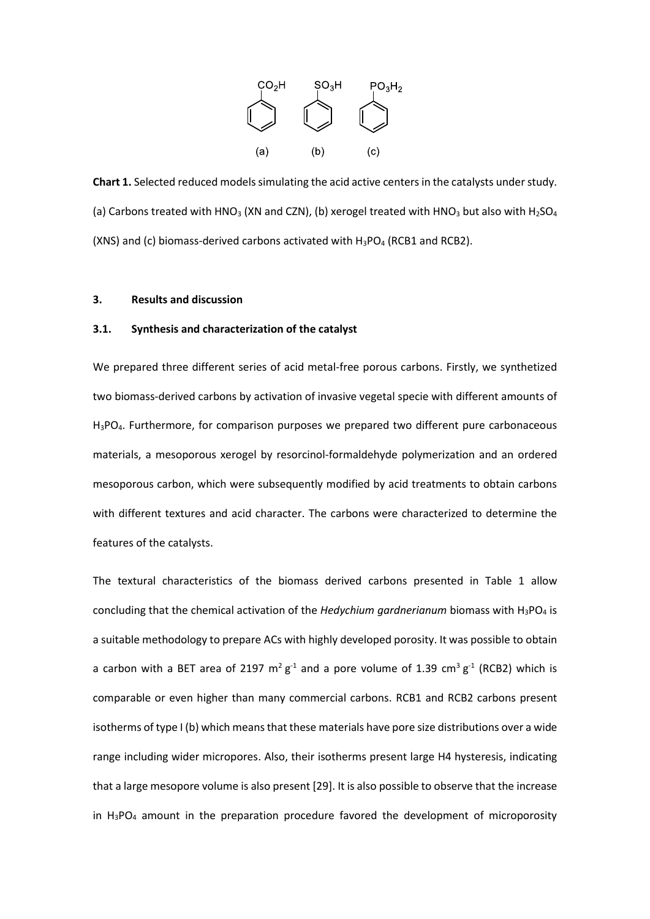**Chart 1.** Selected reduced models simulating the acid active centers in the catalysts under study. (a) Carbons treated with $HNO_3$ (XN and CZN), (b) xerogel treated with $HNO_3$ but also with $H_2SO_4$ (XNS) and (c) biomass-derived carbons activated with $H_3PO_4$ (RCB1 and RCB2).

## 3. Results and discussion

### 3.1. Synthesis and characterization of the catalyst

We prepared three different series of acid metal-free porous carbons. Firstly, we synthetized two biomass-derived carbons by activation of invasive vegetal specie with different amounts of $H_3PO_4$. Furthermore, for comparison purposes we prepared two different pure carbonaceous materials, a mesoporous xerogel by resorcinol-formaldehyde polymerization and an ordered mesoporous carbon, which were subsequently modified by acid treatments to obtain carbons with different textures and acid character. The carbons were characterized to determine the features of the catalysts.

The textural characteristics of the biomass derived carbons presented in Table 1 allow concluding that the chemical activation of the *Hedychium gardnerianum* biomass with $H_3PO_4$ is a suitable methodology to prepare ACs with highly developed porosity. It was possible to obtain a carbon with a BET area of 2197 $m^2\,g^{-1}$ and a pore volume of 1.39 $cm^3\,g^{-1}$ (RCB2) which is comparable or even higher than many commercial carbons. RCB1 and RCB2 carbons present isotherms of type I (b) which means that these materials have pore size distributions over a wide range including wider micropores. Also, their isotherms present large H4 hysteresis, indicating that a large mesopore volume is also present [29]. It is also possible to observe that the increase in $H_3PO_4$ amount in the preparation procedure favored the development of microporosity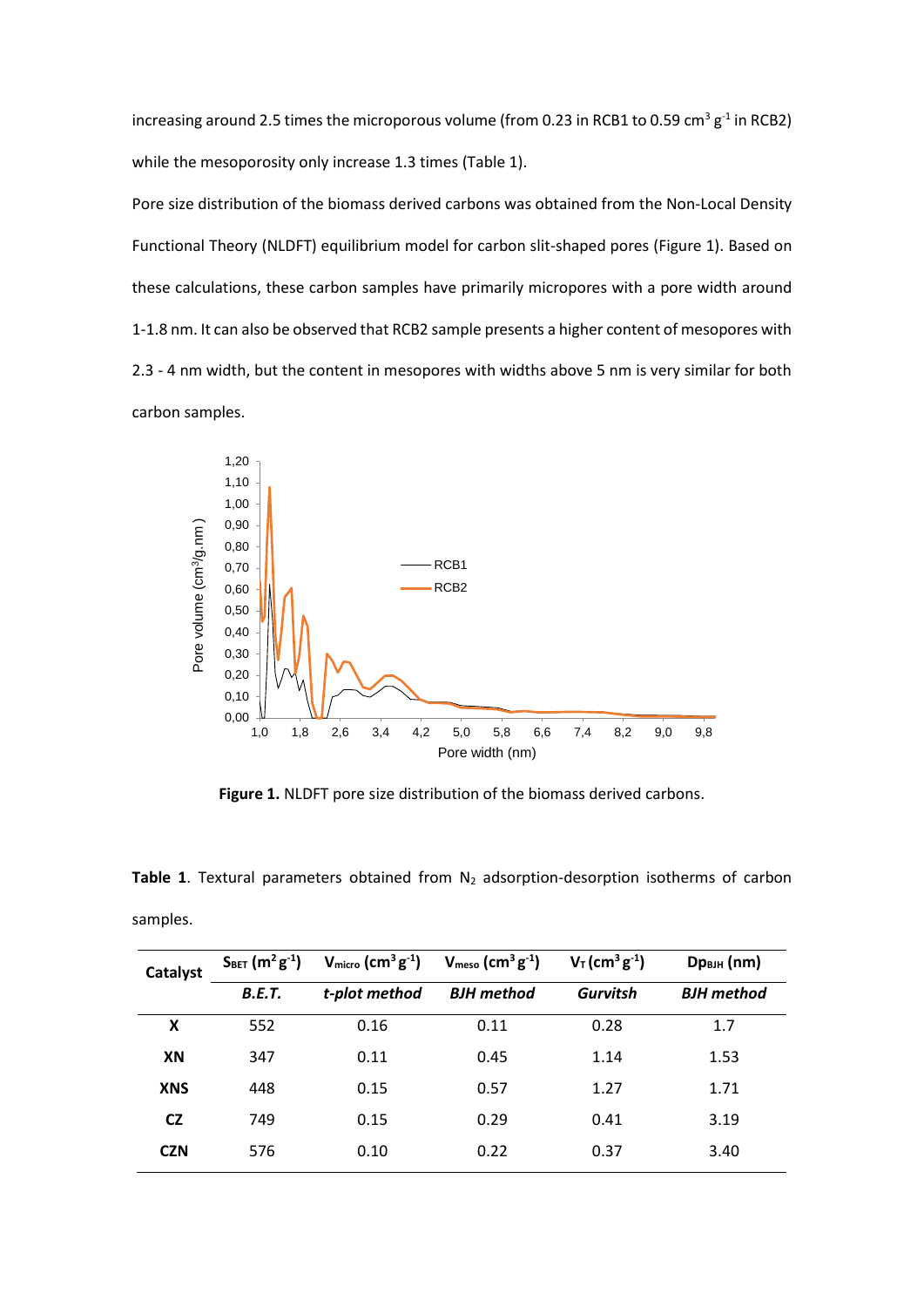increasing around 2.5 times the microporous volume (from 0.23 in RCB1 to 0.59 $cm^3\,g^{-1}$ in RCB2) while the mesoporosity only increase 1.3 times (Table 1).

Pore size distribution of the biomass derived carbons was obtained from the Non-Local Density Functional Theory (NLDFT) equilibrium model for carbon slit-shaped pores (Figure 1). Based on these calculations, these carbon samples have primarily micropores with a pore width around 1-1.8 nm. It can also be observed that RCB2 sample presents a higher content of mesopores with 2.3 - 4 nm width, but the content in mesopores with widths above 5 nm is very similar for both carbon samples.

**Figure 1.** NLDFT pore size distribution of the biomass derived carbons.

**Table 1**. Textural parameters obtained from $N_2$ adsorption-desorption isotherms of carbon samples.

| Catalyst | $S_{BET}$ ($m^2\,g^{-1}$) | $V_{micro}$ ($cm^3\,g^{-1}$) | $V_{meso}$ ($cm^3\,g^{-1}$) | $V_T$ ($cm^3\,g^{-1}$) | $Dp_{BJH}$ (nm) |
|---|---|---|---|---|---|
| | ***B.E.T.*** | ***t-plot method*** | ***BJH method*** | ***Gurvitsh*** | ***BJH method*** |
| **X** | 552 | 0.16 | 0.11 | 0.28 | 1.7 |
| **XN** | 347 | 0.11 | 0.45 | 1.14 | 1.53 |
| **XNS** | 448 | 0.15 | 0.57 | 1.27 | 1.71 |
| **CZ** | 749 | 0.15 | 0.29 | 0.41 | 3.19 |
| **CZN** | 576 | 0.10 | 0.22 | 0.37 | 3.40 |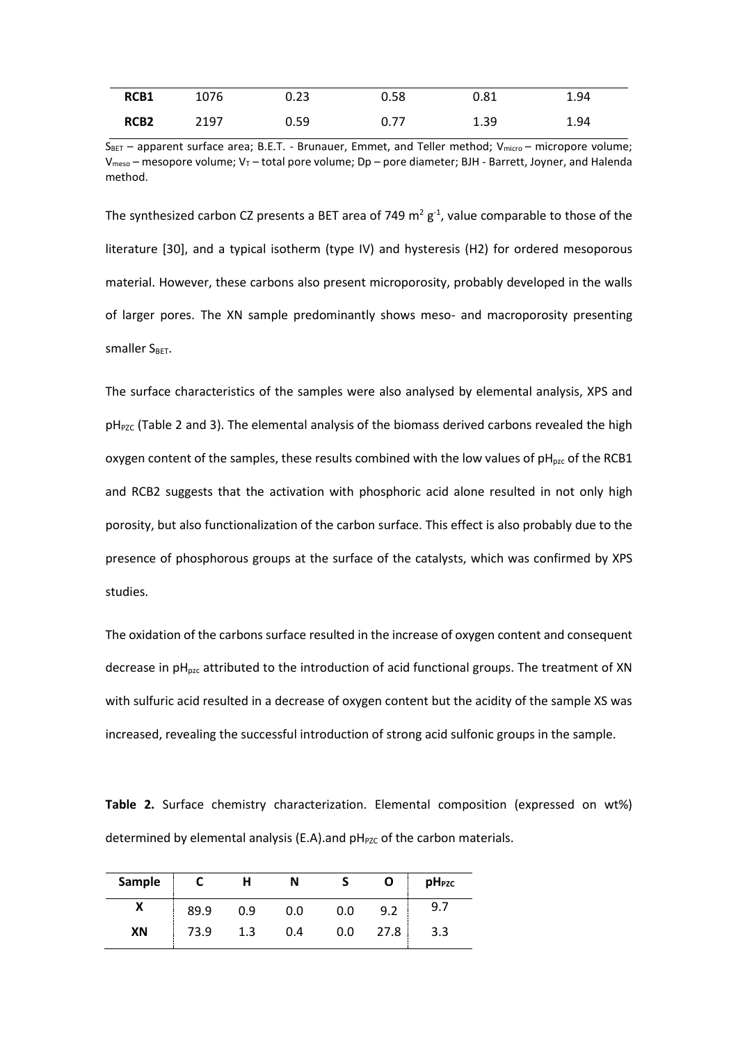| RCB1 | 1076 | 0.23 | 0.58 | 0.81 | 1.94 |
|---|---|---|---|---|---|
| RCB2 | 2197 | 0.59 | 0.77 | 1.39 | 1.94 |

$S_{BET}$ – apparent surface area; B.E.T. - Brunauer, Emmet, and Teller method; $V_{micro}$ – micropore volume; $V_{meso}$ – mesopore volume; $V_T$ – total pore volume; Dp – pore diameter; BJH - Barrett, Joyner, and Halenda method.

The synthesized carbon CZ presents a BET area of 749 $m^2\ g^{-1}$, value comparable to those of the literature [30], and a typical isotherm (type IV) and hysteresis (H2) for ordered mesoporous material. However, these carbons also present microporosity, probably developed in the walls of larger pores. The XN sample predominantly shows meso- and macroporosity presenting smaller $S_{BET}$.

The surface characteristics of the samples were also analysed by elemental analysis, XPS and $pH_{PZC}$ (Table 2 and 3). The elemental analysis of the biomass derived carbons revealed the high oxygen content of the samples, these results combined with the low values of $pH_{pzc}$ of the RCB1 and RCB2 suggests that the activation with phosphoric acid alone resulted in not only high porosity, but also functionalization of the carbon surface. This effect is also probably due to the presence of phosphorous groups at the surface of the catalysts, which was confirmed by XPS studies.

The oxidation of the carbons surface resulted in the increase of oxygen content and consequent decrease in $pH_{pzc}$ attributed to the introduction of acid functional groups. The treatment of XN with sulfuric acid resulted in a decrease of oxygen content but the acidity of the sample XS was increased, revealing the successful introduction of strong acid sulfonic groups in the sample.

**Table 2.** Surface chemistry characterization. Elemental composition (expressed on wt%) determined by elemental analysis (E.A).and $pH_{PZC}$ of the carbon materials.

| Sample | C | H | N | S | O | $pH_{PZC}$ |
|---|---|---|---|---|---|---|
| X | 89.9 | 0.9 | 0.0 | 0.0 | 9.2 | 9.7 |
| XN | 73.9 | 1.3 | 0.4 | 0.0 | 27.8 | 3.3 |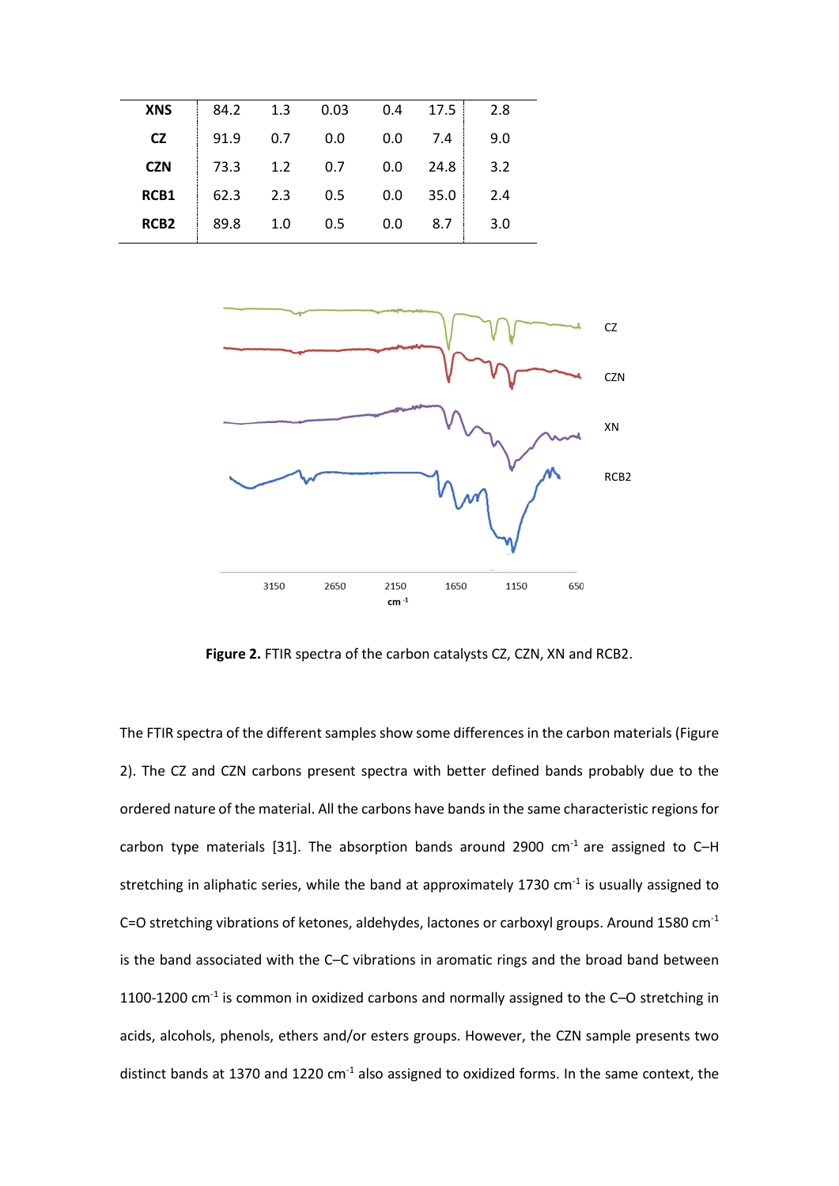| | | | | | | |
|---|---|---|---|---|---|---|
| **XNS** | 84.2 | 1.3 | 0.03 | 0.4 | 17.5 | 2.8 |
| **CZ** | 91.9 | 0.7 | 0.0 | 0.0 | 7.4 | 9.0 |
| **CZN** | 73.3 | 1.2 | 0.7 | 0.0 | 24.8 | 3.2 |
| **RCB1** | 62.3 | 2.3 | 0.5 | 0.0 | 35.0 | 2.4 |
| **RCB2** | 89.8 | 1.0 | 0.5 | 0.0 | 8.7 | 3.0 |

**Figure 2.** FTIR spectra of the carbon catalysts CZ, CZN, XN and RCB2.

The FTIR spectra of the different samples show some differences in the carbon materials (Figure 2). The CZ and CZN carbons present spectra with better defined bands probably due to the ordered nature of the material. All the carbons have bands in the same characteristic regions for carbon type materials [31]. The absorption bands around 2900 $cm^{-1}$ are assigned to C–H stretching in aliphatic series, while the band at approximately 1730 $cm^{-1}$ is usually assigned to C=O stretching vibrations of ketones, aldehydes, lactones or carboxyl groups. Around 1580 $cm^{-1}$ is the band associated with the C–C vibrations in aromatic rings and the broad band between 1100-1200 $cm^{-1}$ is common in oxidized carbons and normally assigned to the C–O stretching in acids, alcohols, phenols, ethers and/or esters groups. However, the CZN sample presents two distinct bands at 1370 and 1220 $cm^{-1}$ also assigned to oxidized forms. In the same context, the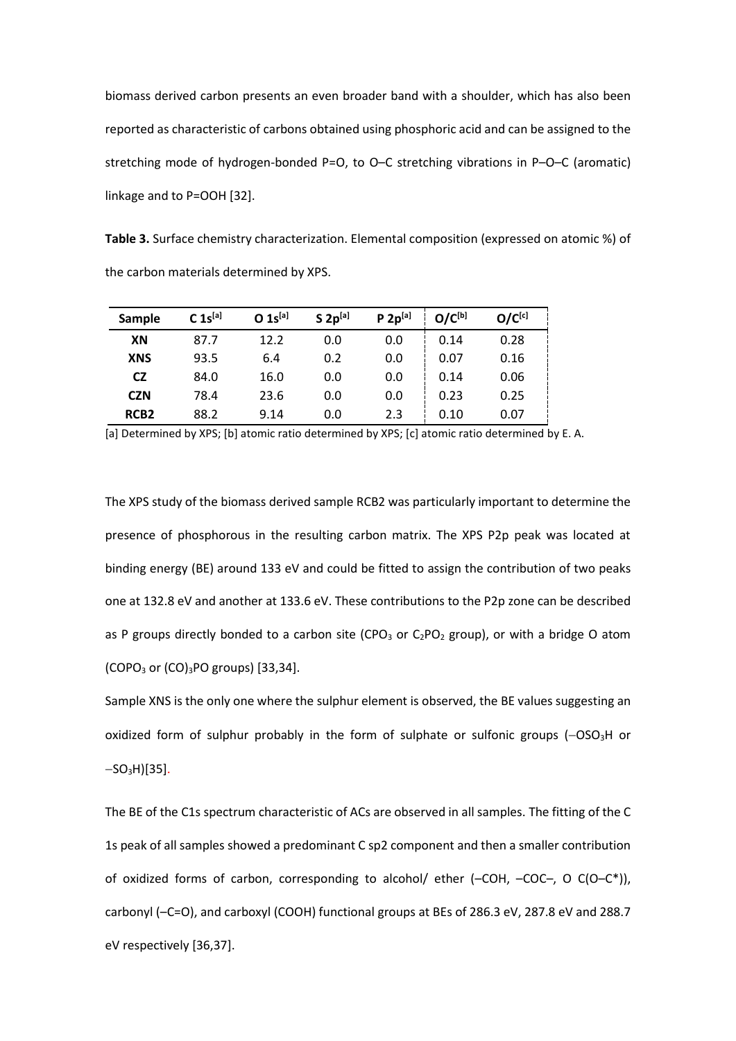biomass derived carbon presents an even broader band with a shoulder, which has also been reported as characteristic of carbons obtained using phosphoric acid and can be assigned to the stretching mode of hydrogen-bonded P=O, to O–C stretching vibrations in P–O–C (aromatic) linkage and to P=OOH [32].

**Table 3.** Surface chemistry characterization. Elemental composition (expressed on atomic %) of the carbon materials determined by XPS.

| Sample | C 1s[a] | O 1s[a] | S 2p[a] | P 2p[a] | O/C[b] | O/C[c] |
|---|---|---|---|---|---|---|
| **XN** | 87.7 | 12.2 | 0.0 | 0.0 | 0.14 | 0.28 |
| **XNS** | 93.5 | 6.4 | 0.2 | 0.0 | 0.07 | 0.16 |
| **CZ** | 84.0 | 16.0 | 0.0 | 0.0 | 0.14 | 0.06 |
| **CZN** | 78.4 | 23.6 | 0.0 | 0.0 | 0.23 | 0.25 |
| **RCB2** | 88.2 | 9.14 | 0.0 | 2.3 | 0.10 | 0.07 |

[a] Determined by XPS; [b] atomic ratio determined by XPS; [c] atomic ratio determined by E. A.

The XPS study of the biomass derived sample RCB2 was particularly important to determine the presence of phosphorous in the resulting carbon matrix. The XPS P2p peak was located at binding energy (BE) around 133 eV and could be fitted to assign the contribution of two peaks one at 132.8 eV and another at 133.6 eV. These contributions to the P2p zone can be described as P groups directly bonded to a carbon site ($CPO_3$ or $C_2PO_2$ group), or with a bridge O atom ($COPO_3$ or $(CO)_3PO$ groups) [33,34].

Sample XNS is the only one where the sulphur element is observed, the BE values suggesting an oxidized form of sulphur probably in the form of sulphate or sulfonic groups ($-OSO_3H$ or $-SO_3H$)[35].

The BE of the C1s spectrum characteristic of ACs are observed in all samples. The fitting of the C 1s peak of all samples showed a predominant C sp2 component and then a smaller contribution of oxidized forms of carbon, corresponding to alcohol/ ether (–COH, –COC–, O C(O–C*)), carbonyl (–C=O), and carboxyl (COOH) functional groups at BEs of 286.3 eV, 287.8 eV and 288.7 eV respectively [36,37].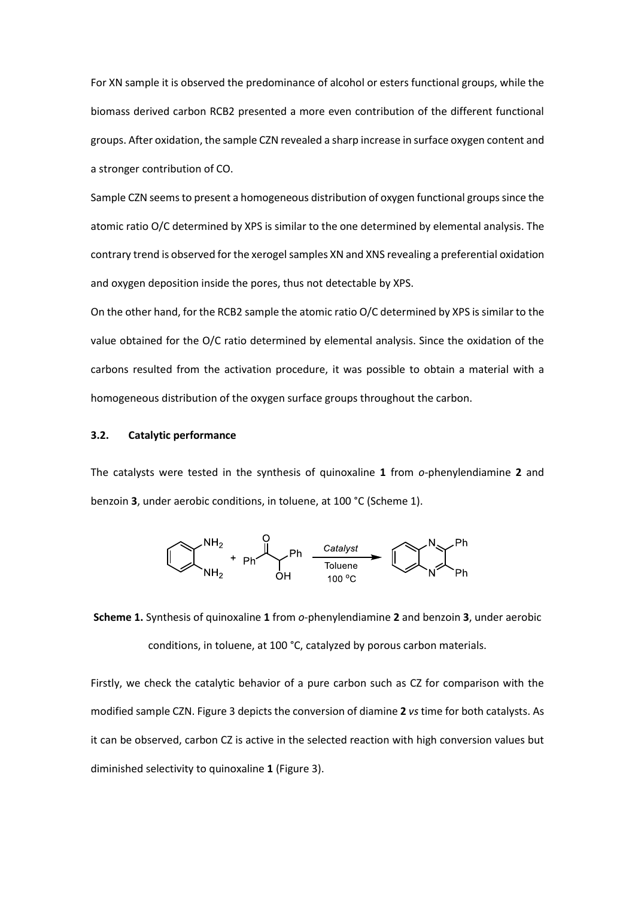For XN sample it is observed the predominance of alcohol or esters functional groups, while the biomass derived carbon RCB2 presented a more even contribution of the different functional groups. After oxidation, the sample CZN revealed a sharp increase in surface oxygen content and a stronger contribution of CO.

Sample CZN seems to present a homogeneous distribution of oxygen functional groups since the atomic ratio O/C determined by XPS is similar to the one determined by elemental analysis. The contrary trend is observed for the xerogel samples XN and XNS revealing a preferential oxidation and oxygen deposition inside the pores, thus not detectable by XPS.

On the other hand, for the RCB2 sample the atomic ratio O/C determined by XPS is similar to the value obtained for the O/C ratio determined by elemental analysis. Since the oxidation of the carbons resulted from the activation procedure, it was possible to obtain a material with a homogeneous distribution of the oxygen surface groups throughout the carbon.

### 3.2. Catalytic performance

The catalysts were tested in the synthesis of quinoxaline **1** from *o*-phenylendiamine **2** and benzoin **3**, under aerobic conditions, in toluene, at 100 °C (Scheme 1).

**Scheme 1.** Synthesis of quinoxaline **1** from *o*-phenylendiamine **2** and benzoin **3**, under aerobic conditions, in toluene, at 100 °C, catalyzed by porous carbon materials.

Firstly, we check the catalytic behavior of a pure carbon such as CZ for comparison with the modified sample CZN. Figure 3 depicts the conversion of diamine **2** *vs* time for both catalysts. As it can be observed, carbon CZ is active in the selected reaction with high conversion values but diminished selectivity to quinoxaline **1** (Figure 3).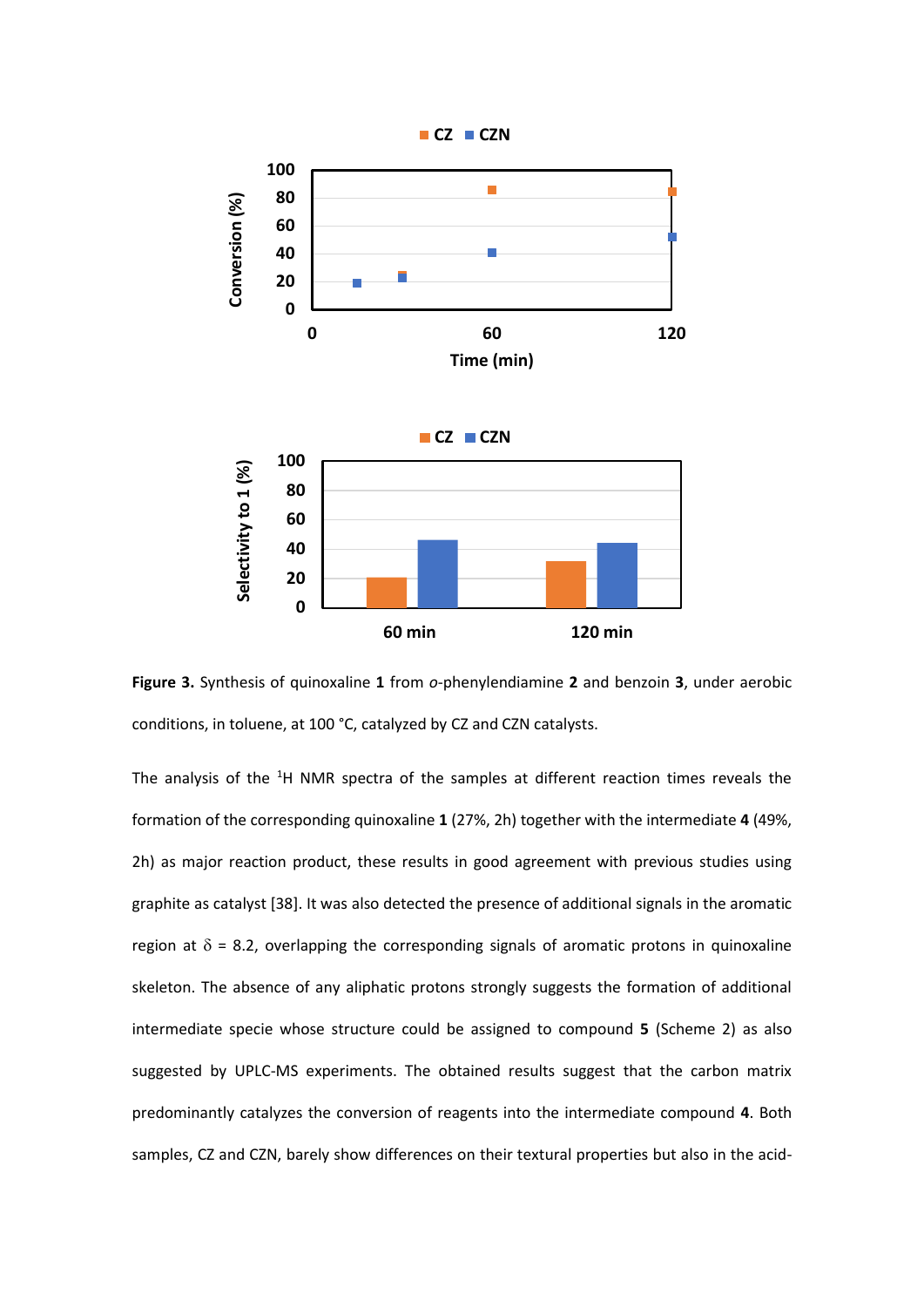**Figure 3.** Synthesis of quinoxaline **1** from *o*-phenylendiamine **2** and benzoin **3**, under aerobic conditions, in toluene, at 100 °C, catalyzed by CZ and CZN catalysts.

The analysis of the $^1$H NMR spectra of the samples at different reaction times reveals the formation of the corresponding quinoxaline **1** (27%, 2h) together with the intermediate **4** (49%, 2h) as major reaction product, these results in good agreement with previous studies using graphite as catalyst [38]. It was also detected the presence of additional signals in the aromatic region at $\delta$ = 8.2, overlapping the corresponding signals of aromatic protons in quinoxaline skeleton. The absence of any aliphatic protons strongly suggests the formation of additional intermediate specie whose structure could be assigned to compound **5** (Scheme 2) as also suggested by UPLC-MS experiments. The obtained results suggest that the carbon matrix predominantly catalyzes the conversion of reagents into the intermediate compound **4**. Both samples, CZ and CZN, barely show differences on their textural properties but also in the acid-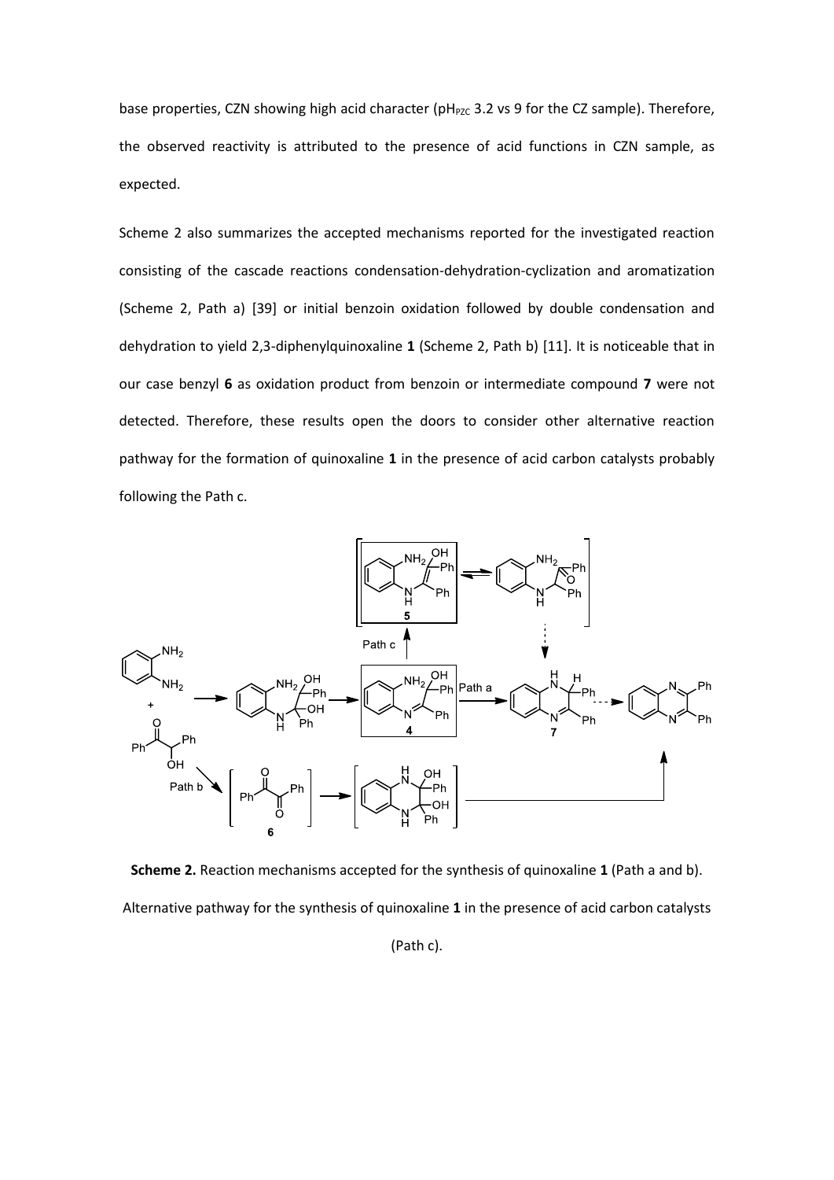base properties, CZN showing high acid character ($pH_{PZC}$ 3.2 vs 9 for the CZ sample). Therefore, the observed reactivity is attributed to the presence of acid functions in CZN sample, as expected.

Scheme 2 also summarizes the accepted mechanisms reported for the investigated reaction consisting of the cascade reactions condensation-dehydration-cyclization and aromatization (Scheme 2, Path a) [39] or initial benzoin oxidation followed by double condensation and dehydration to yield 2,3-diphenylquinoxaline **1** (Scheme 2, Path b) [11]. It is noticeable that in our case benzyl **6** as oxidation product from benzoin or intermediate compound **7** were not detected. Therefore, these results open the doors to consider other alternative reaction pathway for the formation of quinoxaline **1** in the presence of acid carbon catalysts probably following the Path c.

**Scheme 2.** Reaction mechanisms accepted for the synthesis of quinoxaline **1** (Path a and b). Alternative pathway for the synthesis of quinoxaline **1** in the presence of acid carbon catalysts (Path c).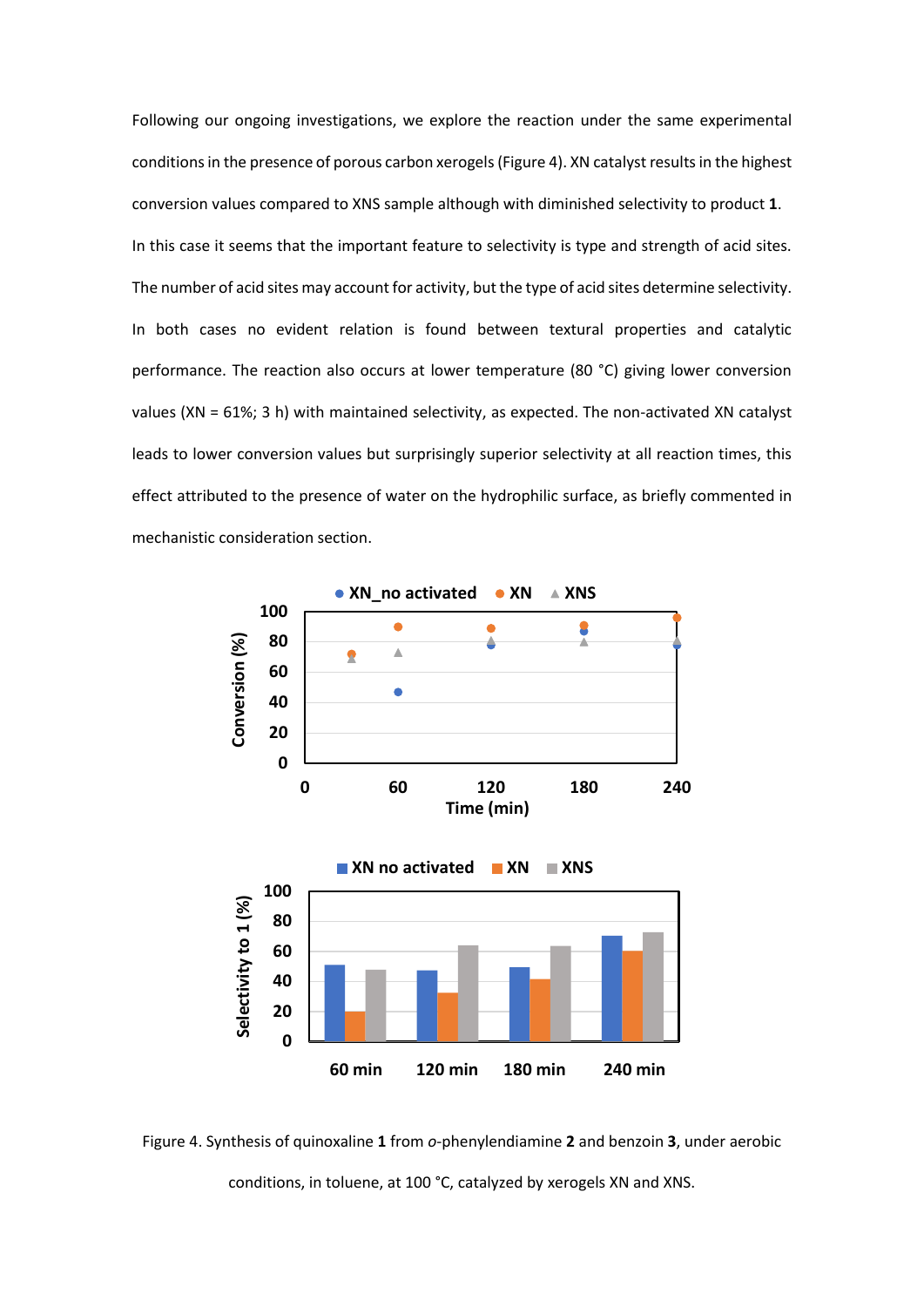Following our ongoing investigations, we explore the reaction under the same experimental conditions in the presence of porous carbon xerogels (Figure 4). XN catalyst results in the highest conversion values compared to XNS sample although with diminished selectivity to product **1**. In this case it seems that the important feature to selectivity is type and strength of acid sites. The number of acid sites may account for activity, but the type of acid sites determine selectivity. In both cases no evident relation is found between textural properties and catalytic performance. The reaction also occurs at lower temperature (80 °C) giving lower conversion values (XN = 61%; 3 h) with maintained selectivity, as expected. The non-activated XN catalyst leads to lower conversion values but surprisingly superior selectivity at all reaction times, this effect attributed to the presence of water on the hydrophilic surface, as briefly commented in mechanistic consideration section.

Figure 4. Synthesis of quinoxaline **1** from *o*-phenylendiamine **2** and benzoin **3**, under aerobic conditions, in toluene, at 100 °C, catalyzed by xerogels XN and XNS.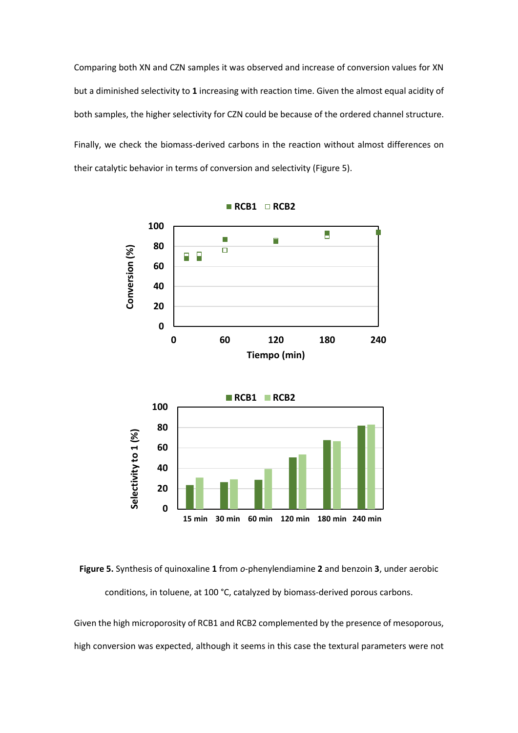Comparing both XN and CZN samples it was observed and increase of conversion values for XN but a diminished selectivity to **1** increasing with reaction time. Given the almost equal acidity of both samples, the higher selectivity for CZN could be because of the ordered channel structure.

Finally, we check the biomass-derived carbons in the reaction without almost differences on their catalytic behavior in terms of conversion and selectivity (Figure 5).

**Figure 5.** Synthesis of quinoxaline **1** from *o*-phenylendiamine **2** and benzoin **3**, under aerobic conditions, in toluene, at 100 °C, catalyzed by biomass-derived porous carbons.

Given the high microporosity of RCB1 and RCB2 complemented by the presence of mesoporous, high conversion was expected, although it seems in this case the textural parameters were not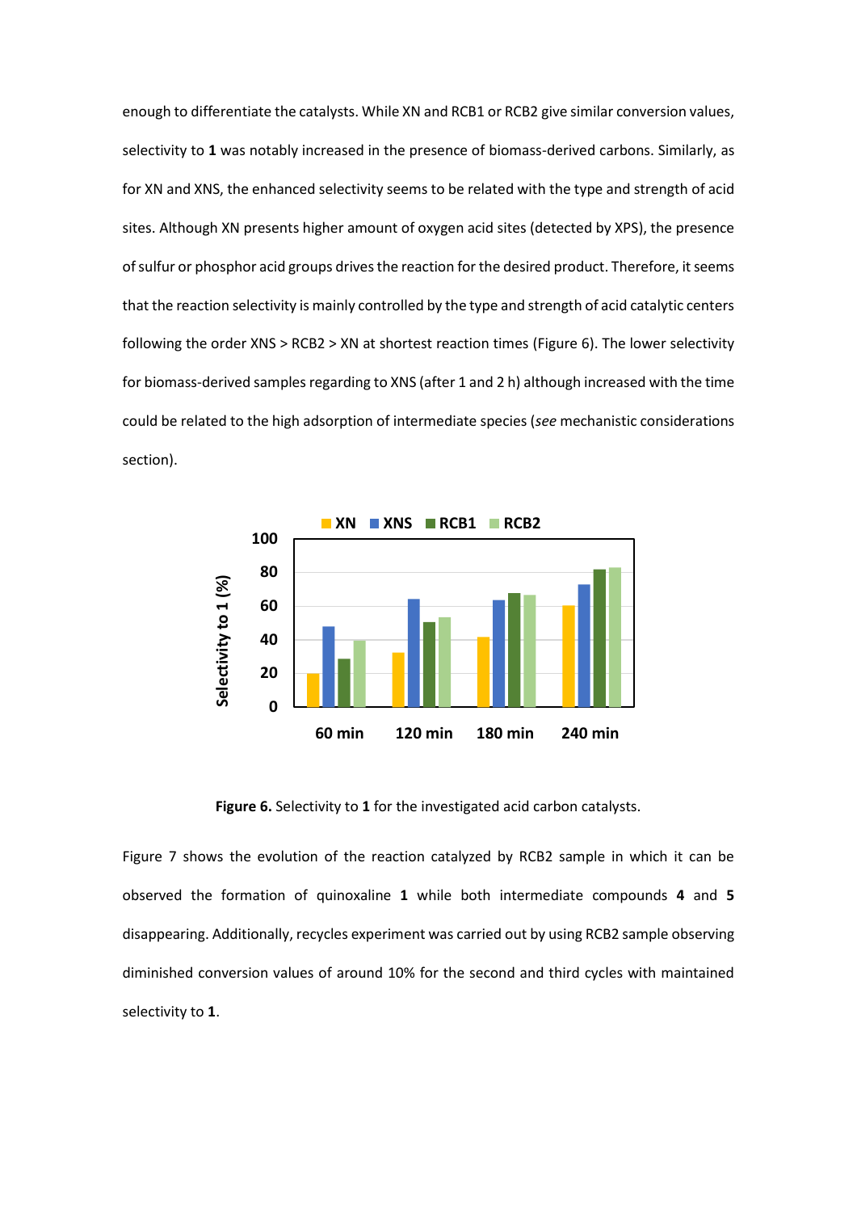enough to differentiate the catalysts. While XN and RCB1 or RCB2 give similar conversion values, selectivity to **1** was notably increased in the presence of biomass-derived carbons. Similarly, as for XN and XNS, the enhanced selectivity seems to be related with the type and strength of acid sites. Although XN presents higher amount of oxygen acid sites (detected by XPS), the presence of sulfur or phosphor acid groups drives the reaction for the desired product. Therefore, it seems that the reaction selectivity is mainly controlled by the type and strength of acid catalytic centers following the order XNS > RCB2 > XN at shortest reaction times (Figure 6). The lower selectivity for biomass-derived samples regarding to XNS (after 1 and 2 h) although increased with the time could be related to the high adsorption of intermediate species (*see* mechanistic considerations section).

**Figure 6.** Selectivity to **1** for the investigated acid carbon catalysts.

Figure 7 shows the evolution of the reaction catalyzed by RCB2 sample in which it can be observed the formation of quinoxaline **1** while both intermediate compounds **4** and **5** disappearing. Additionally, recycles experiment was carried out by using RCB2 sample observing diminished conversion values of around 10% for the second and third cycles with maintained selectivity to **1**.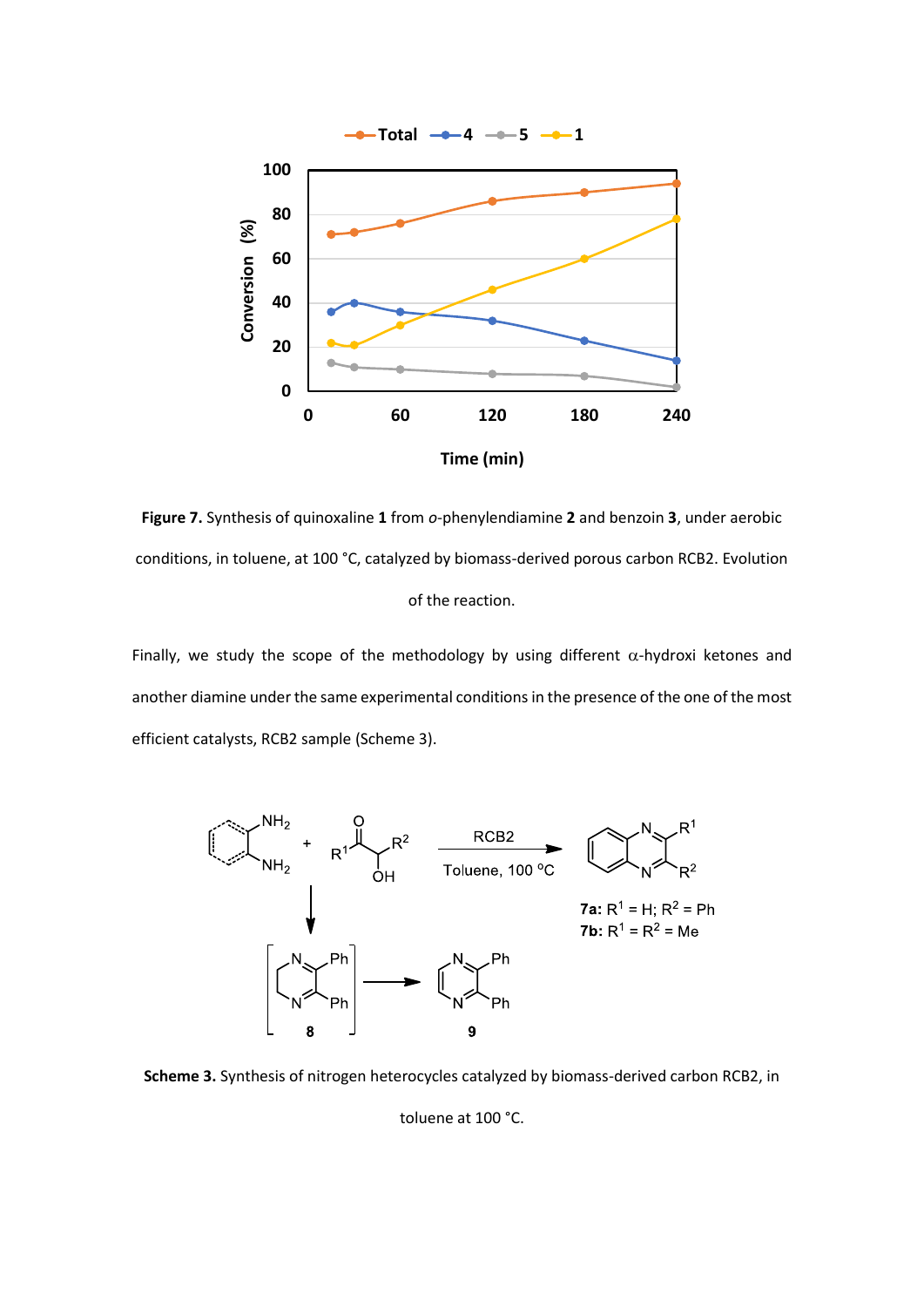**Figure 7.** Synthesis of quinoxaline **1** from *o*-phenylendiamine **2** and benzoin **3**, under aerobic conditions, in toluene, at 100 °C, catalyzed by biomass-derived porous carbon RCB2. Evolution of the reaction.

Finally, we study the scope of the methodology by using different α-hydroxi ketones and another diamine under the same experimental conditions in the presence of the one of the most efficient catalysts, RCB2 sample (Scheme 3).

**Scheme 3.** Synthesis of nitrogen heterocycles catalyzed by biomass-derived carbon RCB2, in toluene at 100 °C.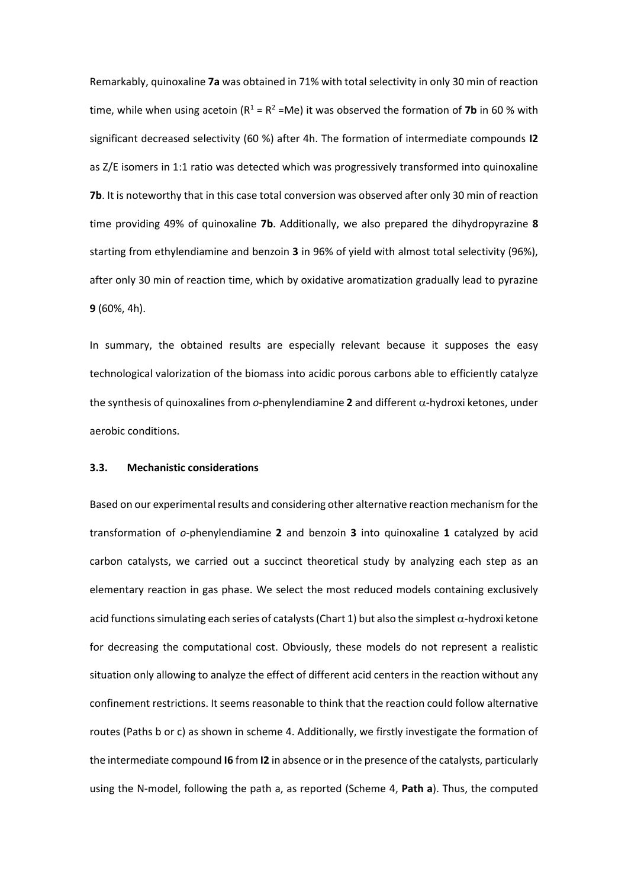Remarkably, quinoxaline **7a** was obtained in 71% with total selectivity in only 30 min of reaction time, while when using acetoin ($R^1 = R^2$ =Me) it was observed the formation of **7b** in 60 % with significant decreased selectivity (60 %) after 4h. The formation of intermediate compounds **I2** as Z/E isomers in 1:1 ratio was detected which was progressively transformed into quinoxaline **7b**. It is noteworthy that in this case total conversion was observed after only 30 min of reaction time providing 49% of quinoxaline **7b**. Additionally, we also prepared the dihydropyrazine **8** starting from ethylendiamine and benzoin **3** in 96% of yield with almost total selectivity (96%), after only 30 min of reaction time, which by oxidative aromatization gradually lead to pyrazine **9** (60%, 4h).

In summary, the obtained results are especially relevant because it supposes the easy technological valorization of the biomass into acidic porous carbons able to efficiently catalyze the synthesis of quinoxalines from *o*-phenylendiamine **2** and different $\alpha$-hydroxi ketones, under aerobic conditions.

### 3.3. Mechanistic considerations

Based on our experimental results and considering other alternative reaction mechanism for the transformation of *o*-phenylendiamine **2** and benzoin **3** into quinoxaline **1** catalyzed by acid carbon catalysts, we carried out a succinct theoretical study by analyzing each step as an elementary reaction in gas phase. We select the most reduced models containing exclusively acid functions simulating each series of catalysts (Chart 1) but also the simplest $\alpha$-hydroxi ketone for decreasing the computational cost. Obviously, these models do not represent a realistic situation only allowing to analyze the effect of different acid centers in the reaction without any confinement restrictions. It seems reasonable to think that the reaction could follow alternative routes (Paths b or c) as shown in scheme 4. Additionally, we firstly investigate the formation of the intermediate compound **I6** from **I2** in absence or in the presence of the catalysts, particularly using the N-model, following the path a, as reported (Scheme 4, **Path a**). Thus, the computed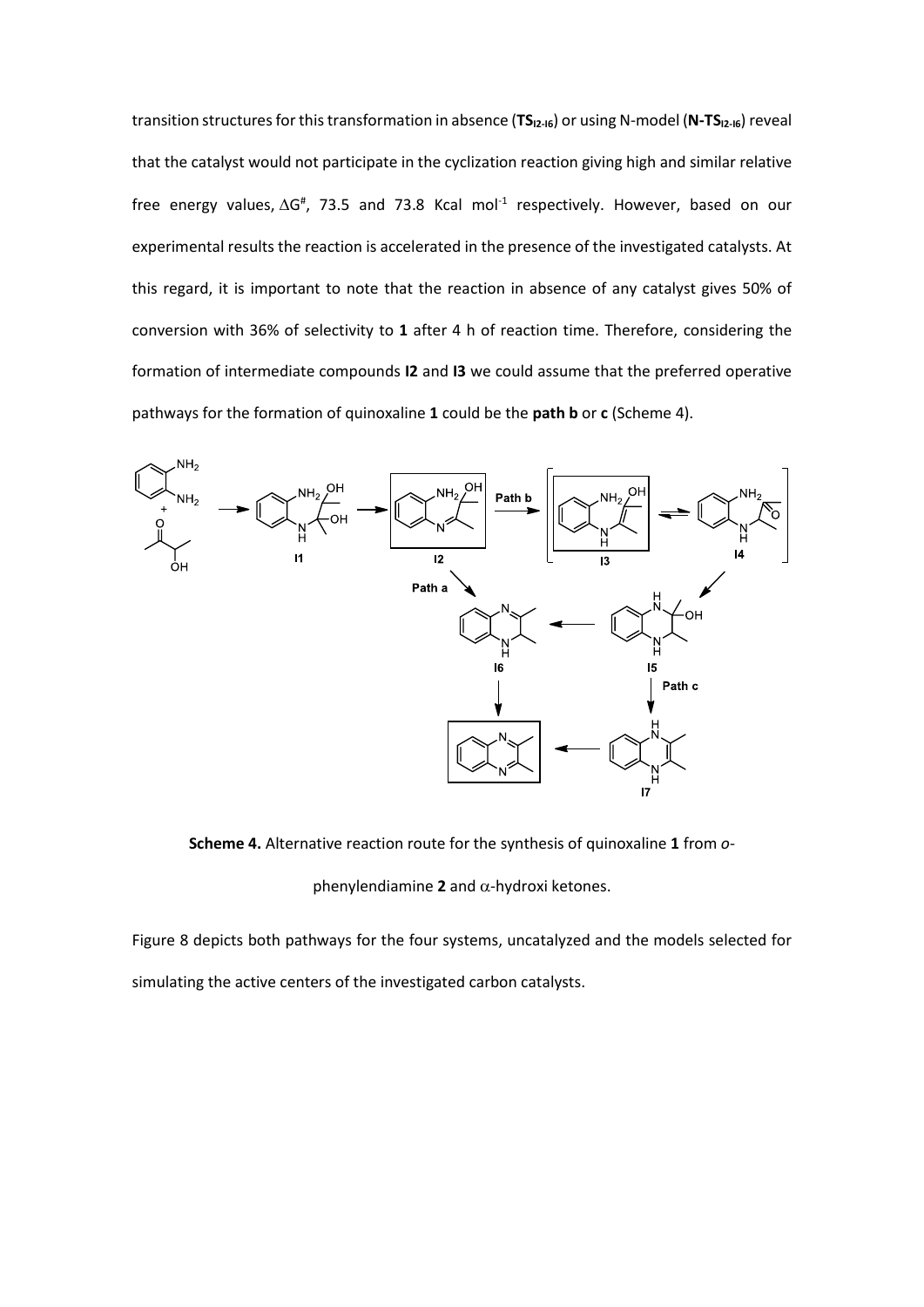transition structures for this transformation in absence (**TS**$_{\mathbf{I2\text{-}I6}}$) or using N-model (**N-TS**$_{\mathbf{I2\text{-}I6}}$) reveal that the catalyst would not participate in the cyclization reaction giving high and similar relative free energy values, $\Delta G^{\#}$, 73.5 and 73.8 Kcal mol$^{-1}$ respectively. However, based on our experimental results the reaction is accelerated in the presence of the investigated catalysts. At this regard, it is important to note that the reaction in absence of any catalyst gives 50% of conversion with 36% of selectivity to **1** after 4 h of reaction time. Therefore, considering the formation of intermediate compounds **I2** and **I3** we could assume that the preferred operative pathways for the formation of quinoxaline **1** could be the **path b** or **c** (Scheme 4).

**Scheme 4.** Alternative reaction route for the synthesis of quinoxaline **1** from *o*-phenylendiamine **2** and $\alpha$-hydroxi ketones.

Figure 8 depicts both pathways for the four systems, uncatalyzed and the models selected for simulating the active centers of the investigated carbon catalysts.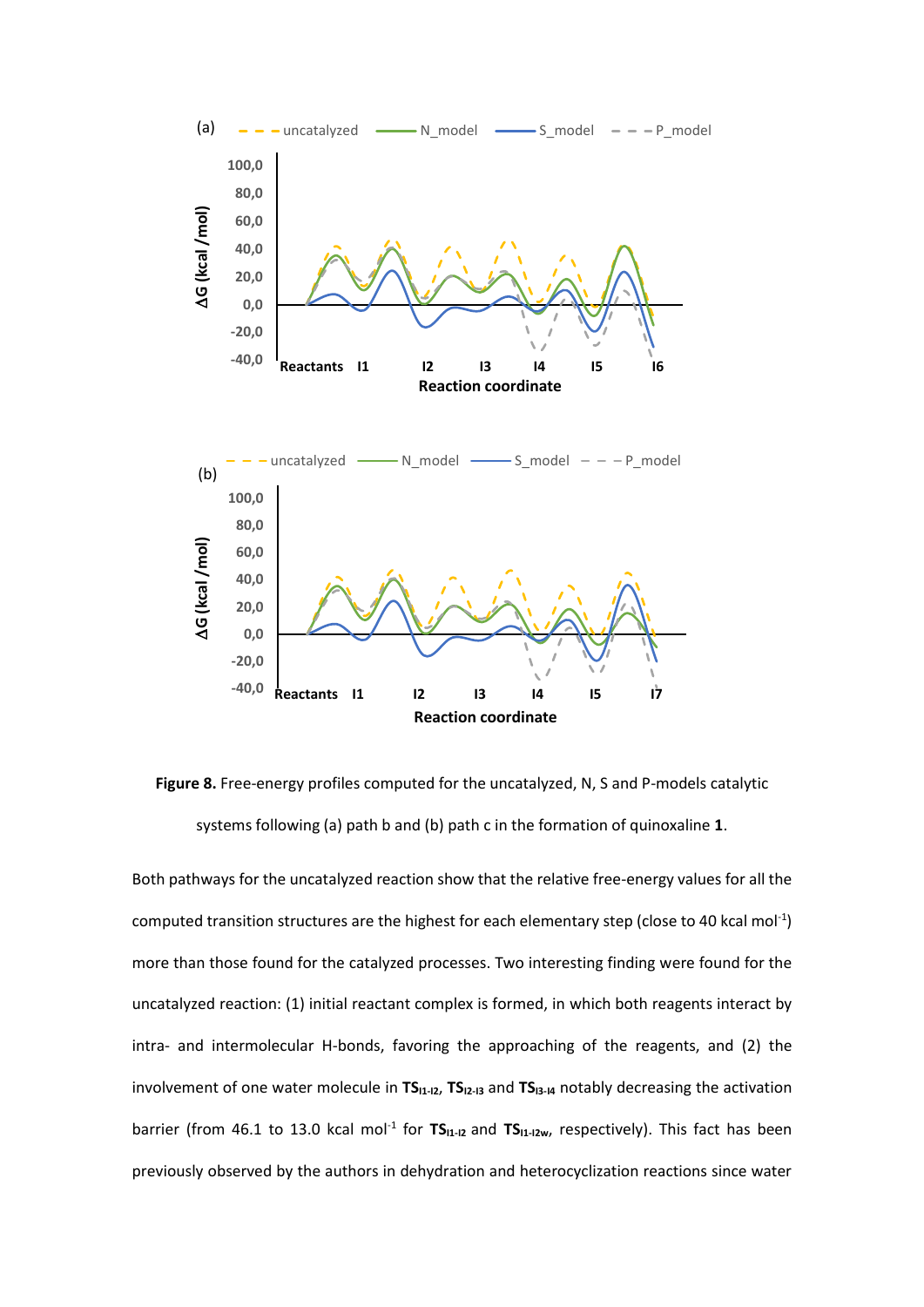**Figure 8.** Free-energy profiles computed for the uncatalyzed, N, S and P-models catalytic systems following (a) path b and (b) path c in the formation of quinoxaline **1**.

Both pathways for the uncatalyzed reaction show that the relative free-energy values for all the computed transition structures are the highest for each elementary step (close to 40 kcal mol$^{-1}$) more than those found for the catalyzed processes. Two interesting finding were found for the uncatalyzed reaction: (1) initial reactant complex is formed, in which both reagents interact by intra- and intermolecular H-bonds, favoring the approaching of the reagents, and (2) the involvement of one water molecule in **TS$_{I1\text{-}I2}$**, **TS$_{I2\text{-}I3}$** and **TS$_{I3\text{-}I4}$** notably decreasing the activation barrier (from 46.1 to 13.0 kcal mol$^{-1}$ for **TS$_{I1\text{-}I2}$** and **TS$_{I1\text{-}I2w}$**, respectively). This fact has been previously observed by the authors in dehydration and heterocyclization reactions since water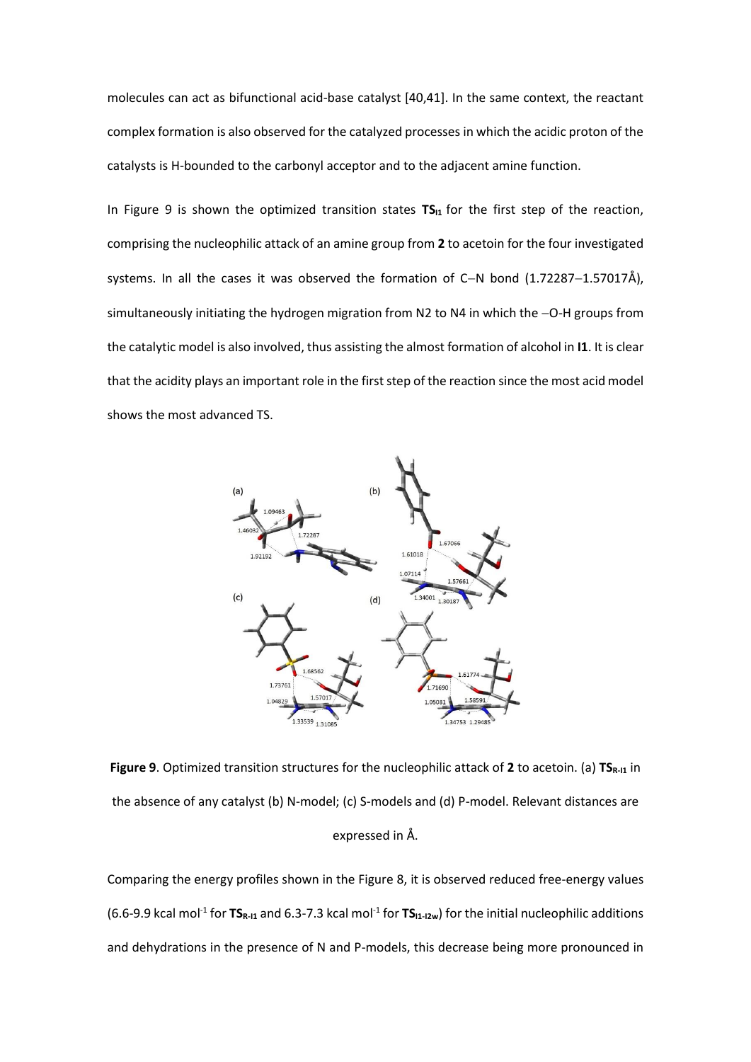molecules can act as bifunctional acid-base catalyst [40,41]. In the same context, the reactant complex formation is also observed for the catalyzed processes in which the acidic proton of the catalysts is H-bounded to the carbonyl acceptor and to the adjacent amine function.

In Figure 9 is shown the optimized transition states **TS$_{I1}$** for the first step of the reaction, comprising the nucleophilic attack of an amine group from **2** to acetoin for the four investigated systems. In all the cases it was observed the formation of C–N bond (1.72287–1.57017Å), simultaneously initiating the hydrogen migration from N2 to N4 in which the –O-H groups from the catalytic model is also involved, thus assisting the almost formation of alcohol in **I1**. It is clear that the acidity plays an important role in the first step of the reaction since the most acid model shows the most advanced TS.

**Figure 9**. Optimized transition structures for the nucleophilic attack of **2** to acetoin. (a) **TS$_{R\text{-}I1}$** in the absence of any catalyst (b) N-model; (c) S-models and (d) P-model. Relevant distances are expressed in Å.

Comparing the energy profiles shown in the Figure 8, it is observed reduced free-energy values (6.6-9.9 kcal mol$^{-1}$ for **TS$_{R\text{-}I1}$** and 6.3-7.3 kcal mol$^{-1}$ for **TS$_{I1\text{-}I2w}$**) for the initial nucleophilic additions and dehydrations in the presence of N and P-models, this decrease being more pronounced in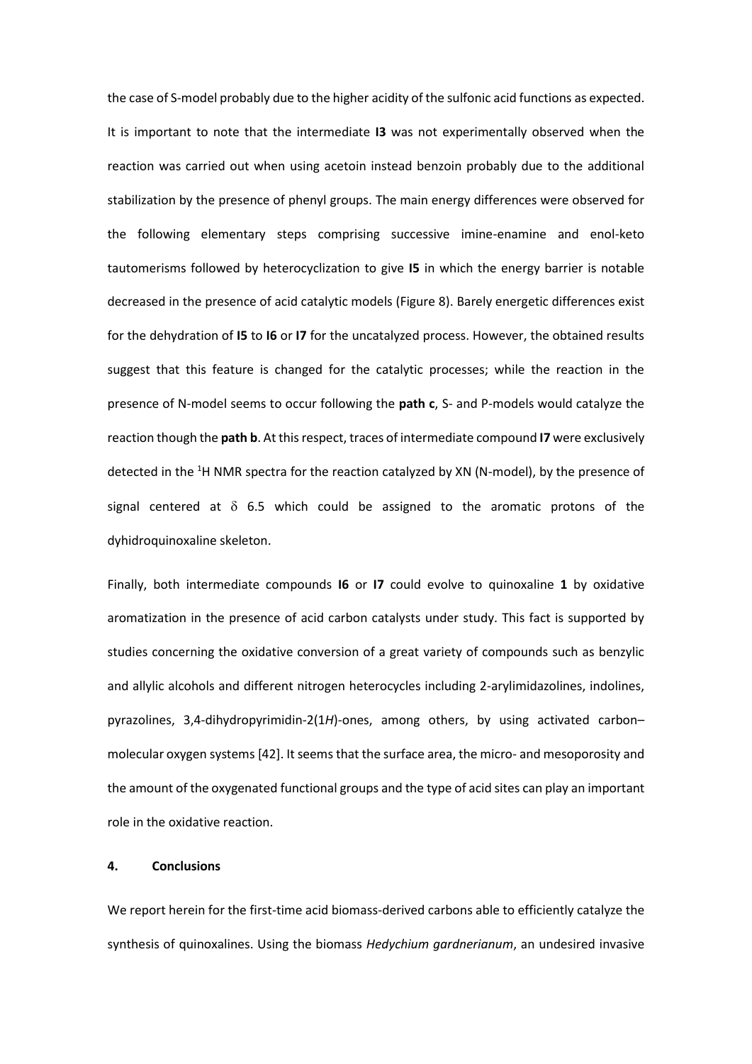the case of S-model probably due to the higher acidity of the sulfonic acid functions as expected. It is important to note that the intermediate **I3** was not experimentally observed when the reaction was carried out when using acetoin instead benzoin probably due to the additional stabilization by the presence of phenyl groups. The main energy differences were observed for the following elementary steps comprising successive imine-enamine and enol-keto tautomerisms followed by heterocyclization to give **I5** in which the energy barrier is notable decreased in the presence of acid catalytic models (Figure 8). Barely energetic differences exist for the dehydration of **I5** to **I6** or **I7** for the uncatalyzed process. However, the obtained results suggest that this feature is changed for the catalytic processes; while the reaction in the presence of N-model seems to occur following the **path c**, S- and P-models would catalyze the reaction though the **path b**. At this respect, traces of intermediate compound **I7** were exclusively detected in the $^{1}$H NMR spectra for the reaction catalyzed by XN (N-model), by the presence of signal centered at $\delta$ 6.5 which could be assigned to the aromatic protons of the dyhidroquinoxaline skeleton.

Finally, both intermediate compounds **I6** or **I7** could evolve to quinoxaline **1** by oxidative aromatization in the presence of acid carbon catalysts under study. This fact is supported by studies concerning the oxidative conversion of a great variety of compounds such as benzylic and allylic alcohols and different nitrogen heterocycles including 2-arylimidazolines, indolines, pyrazolines, 3,4-dihydropyrimidin-2(1*H*)-ones, among others, by using activated carbon–molecular oxygen systems [42]. It seems that the surface area, the micro- and mesoporosity and the amount of the oxygenated functional groups and the type of acid sites can play an important role in the oxidative reaction.

## 4. Conclusions

We report herein for the first-time acid biomass-derived carbons able to efficiently catalyze the synthesis of quinoxalines. Using the biomass *Hedychium gardnerianum*, an undesired invasive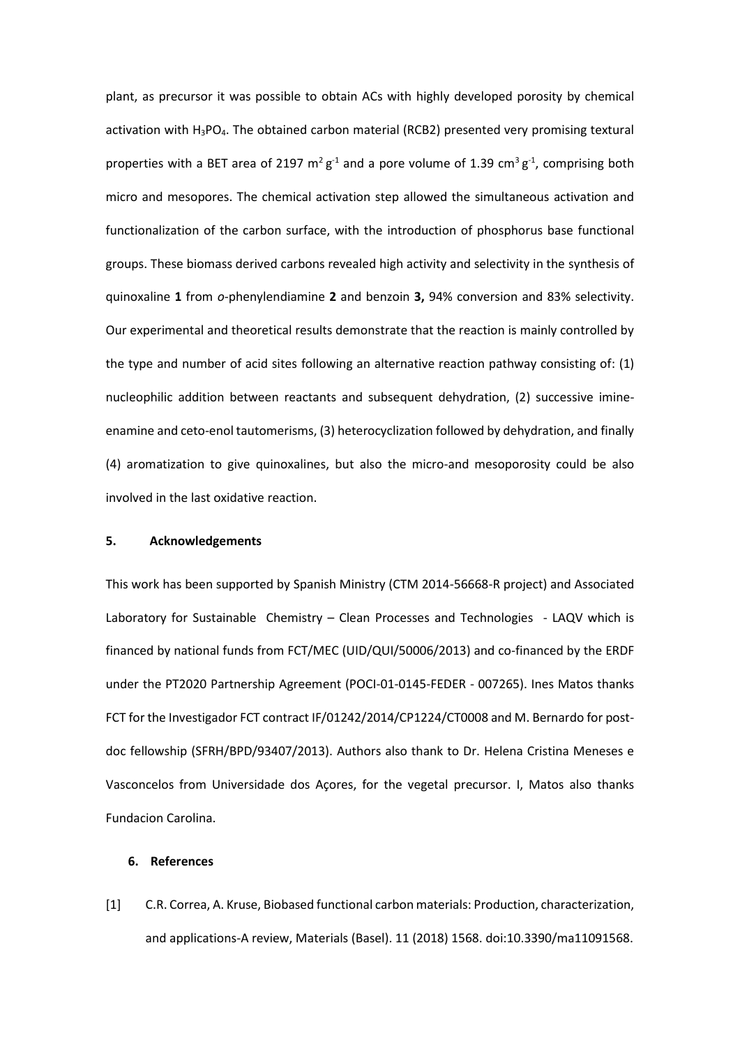plant, as precursor it was possible to obtain ACs with highly developed porosity by chemical activation with $H_3PO_4$. The obtained carbon material (RCB2) presented very promising textural properties with a BET area of 2197 $m^2 g^{-1}$ and a pore volume of 1.39 $cm^3 g^{-1}$, comprising both micro and mesopores. The chemical activation step allowed the simultaneous activation and functionalization of the carbon surface, with the introduction of phosphorus base functional groups. These biomass derived carbons revealed high activity and selectivity in the synthesis of quinoxaline **1** from *o*-phenylendiamine **2** and benzoin **3,** 94% conversion and 83% selectivity. Our experimental and theoretical results demonstrate that the reaction is mainly controlled by the type and number of acid sites following an alternative reaction pathway consisting of: (1) nucleophilic addition between reactants and subsequent dehydration, (2) successive imine-enamine and ceto-enol tautomerisms, (3) heterocyclization followed by dehydration, and finally (4) aromatization to give quinoxalines, but also the micro-and mesoporosity could be also involved in the last oxidative reaction.

## 5. Acknowledgements

This work has been supported by Spanish Ministry (CTM 2014-56668-R project) and Associated Laboratory for Sustainable Chemistry – Clean Processes and Technologies - LAQV which is financed by national funds from FCT/MEC (UID/QUI/50006/2013) and co-financed by the ERDF under the PT2020 Partnership Agreement (POCI-01-0145-FEDER - 007265). Ines Matos thanks FCT for the Investigador FCT contract IF/01242/2014/CP1224/CT0008 and M. Bernardo for post-doc fellowship (SFRH/BPD/93407/2013). Authors also thank to Dr. Helena Cristina Meneses e Vasconcelos from Universidade dos Açores, for the vegetal precursor. I, Matos also thanks Fundacion Carolina.

## 6. References

[1] C.R. Correa, A. Kruse, Biobased functional carbon materials: Production, characterization, and applications-A review, Materials (Basel). 11 (2018) 1568. doi:10.3390/ma11091568.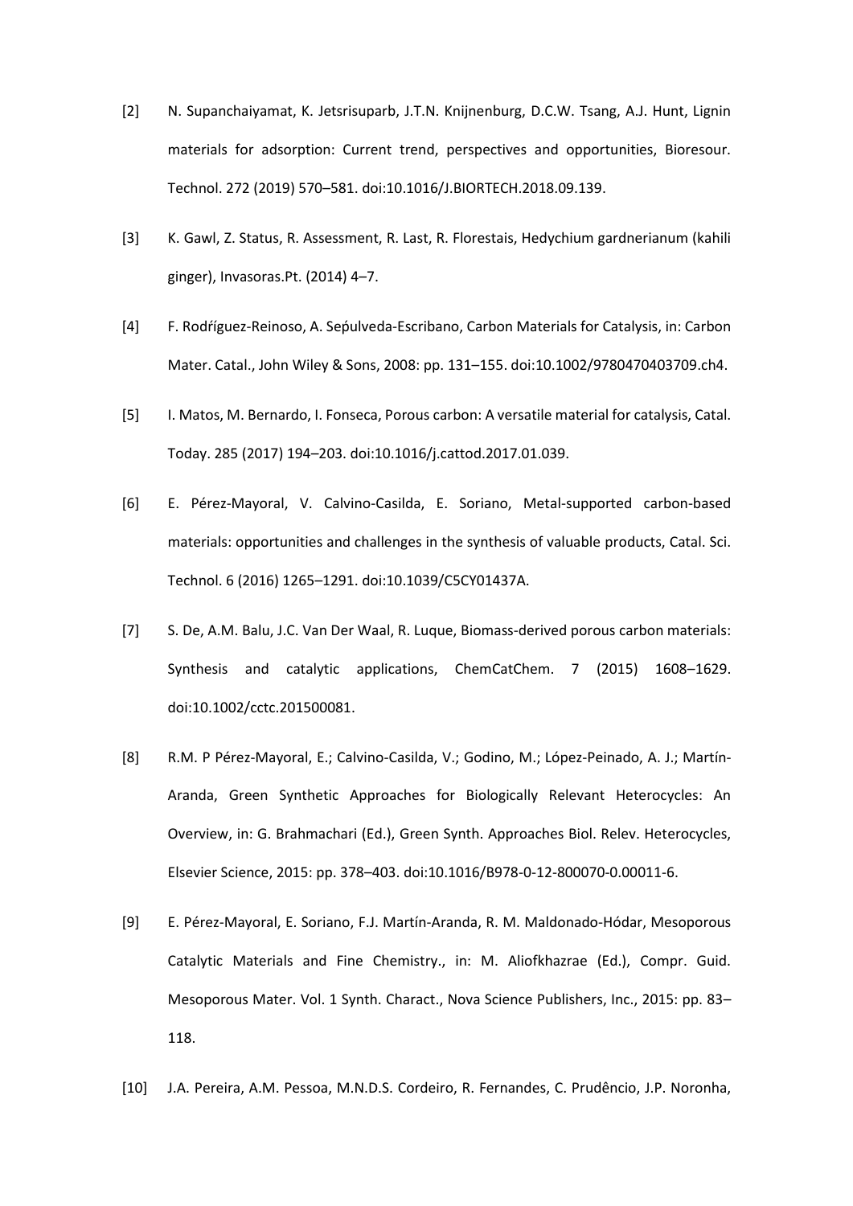[2] N. Supanchaiyamat, K. Jetsrisuparb, J.T.N. Knijnenburg, D.C.W. Tsang, A.J. Hunt, Lignin materials for adsorption: Current trend, perspectives and opportunities, Bioresour. Technol. 272 (2019) 570–581. doi:10.1016/J.BIORTECH.2018.09.139.

[3] K. Gawl, Z. Status, R. Assessment, R. Last, R. Florestais, Hedychium gardnerianum (kahili ginger), Invasoras.Pt. (2014) 4–7.

[4] F. Rodŕíguez-Reinoso, A. Seṕulveda-Escribano, Carbon Materials for Catalysis, in: Carbon Mater. Catal., John Wiley & Sons, 2008: pp. 131–155. doi:10.1002/9780470403709.ch4.

[5] I. Matos, M. Bernardo, I. Fonseca, Porous carbon: A versatile material for catalysis, Catal. Today. 285 (2017) 194–203. doi:10.1016/j.cattod.2017.01.039.

[6] E. Pérez-Mayoral, V. Calvino-Casilda, E. Soriano, Metal-supported carbon-based materials: opportunities and challenges in the synthesis of valuable products, Catal. Sci. Technol. 6 (2016) 1265–1291. doi:10.1039/C5CY01437A.

[7] S. De, A.M. Balu, J.C. Van Der Waal, R. Luque, Biomass-derived porous carbon materials: Synthesis and catalytic applications, ChemCatChem. 7 (2015) 1608–1629. doi:10.1002/cctc.201500081.

[8] R.M. P Pérez-Mayoral, E.; Calvino-Casilda, V.; Godino, M.; López-Peinado, A. J.; Martín-Aranda, Green Synthetic Approaches for Biologically Relevant Heterocycles: An Overview, in: G. Brahmachari (Ed.), Green Synth. Approaches Biol. Relev. Heterocycles, Elsevier Science, 2015: pp. 378–403. doi:10.1016/B978-0-12-800070-0.00011-6.

[9] E. Pérez-Mayoral, E. Soriano, F.J. Martín-Aranda, R. M. Maldonado-Hódar, Mesoporous Catalytic Materials and Fine Chemistry., in: M. Aliofkhazrae (Ed.), Compr. Guid. Mesoporous Mater. Vol. 1 Synth. Charact., Nova Science Publishers, Inc., 2015: pp. 83–118.

[10] J.A. Pereira, A.M. Pessoa, M.N.D.S. Cordeiro, R. Fernandes, C. Prudêncio, J.P. Noronha,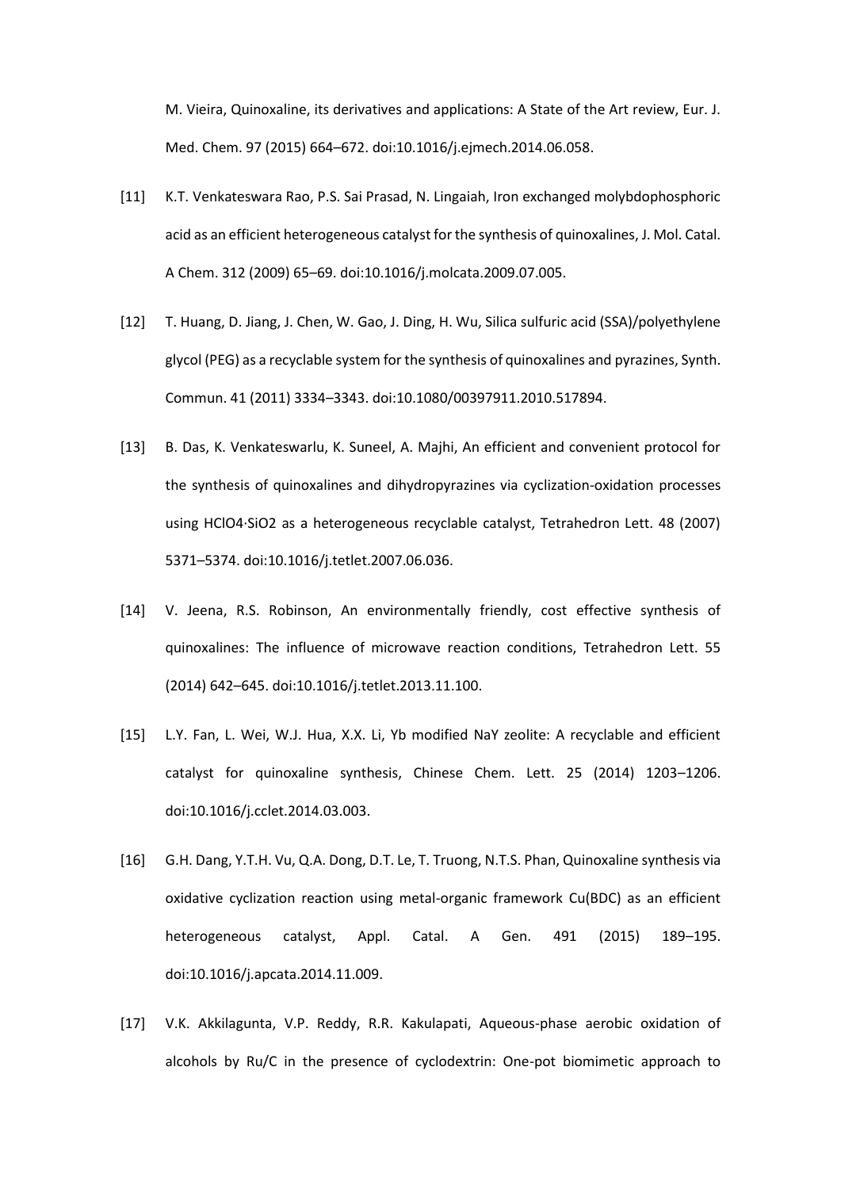M. Vieira, Quinoxaline, its derivatives and applications: A State of the Art review, Eur. J. Med. Chem. 97 (2015) 664–672. doi:10.1016/j.ejmech.2014.06.058.

[11] K.T. Venkateswara Rao, P.S. Sai Prasad, N. Lingaiah, Iron exchanged molybdophosphoric acid as an efficient heterogeneous catalyst for the synthesis of quinoxalines, J. Mol. Catal. A Chem. 312 (2009) 65–69. doi:10.1016/j.molcata.2009.07.005.

[12] T. Huang, D. Jiang, J. Chen, W. Gao, J. Ding, H. Wu, Silica sulfuric acid (SSA)/polyethylene glycol (PEG) as a recyclable system for the synthesis of quinoxalines and pyrazines, Synth. Commun. 41 (2011) 3334–3343. doi:10.1080/00397911.2010.517894.

[13] B. Das, K. Venkateswarlu, K. Suneel, A. Majhi, An efficient and convenient protocol for the synthesis of quinoxalines and dihydropyrazines via cyclization-oxidation processes using $HClO_4·SiO_2$ as a heterogeneous recyclable catalyst, Tetrahedron Lett. 48 (2007) 5371–5374. doi:10.1016/j.tetlet.2007.06.036.

[14] V. Jeena, R.S. Robinson, An environmentally friendly, cost effective synthesis of quinoxalines: The influence of microwave reaction conditions, Tetrahedron Lett. 55 (2014) 642–645. doi:10.1016/j.tetlet.2013.11.100.

[15] L.Y. Fan, L. Wei, W.J. Hua, X.X. Li, Yb modified NaY zeolite: A recyclable and efficient catalyst for quinoxaline synthesis, Chinese Chem. Lett. 25 (2014) 1203–1206. doi:10.1016/j.cclet.2014.03.003.

[16] G.H. Dang, Y.T.H. Vu, Q.A. Dong, D.T. Le, T. Truong, N.T.S. Phan, Quinoxaline synthesis via oxidative cyclization reaction using metal-organic framework Cu(BDC) as an efficient heterogeneous catalyst, Appl. Catal. A Gen. 491 (2015) 189–195. doi:10.1016/j.apcata.2014.11.009.

[17] V.K. Akkilagunta, V.P. Reddy, R.R. Kakulapati, Aqueous-phase aerobic oxidation of alcohols by Ru/C in the presence of cyclodextrin: One-pot biomimetic approach to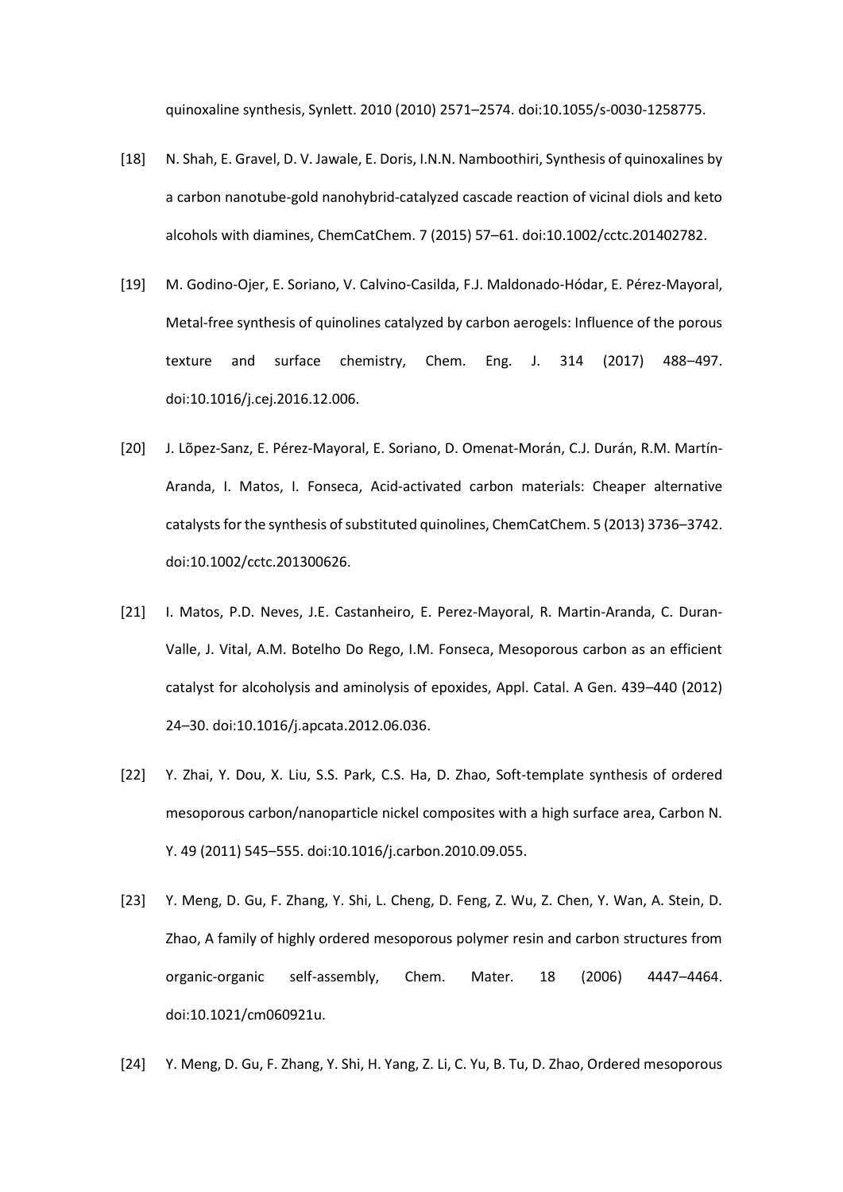quinoxaline synthesis, Synlett. 2010 (2010) 2571–2574. doi:10.1055/s-0030-1258775.

[18] N. Shah, E. Gravel, D. V. Jawale, E. Doris, I.N.N. Namboothiri, Synthesis of quinoxalines by a carbon nanotube-gold nanohybrid-catalyzed cascade reaction of vicinal diols and keto alcohols with diamines, ChemCatChem. 7 (2015) 57–61. doi:10.1002/cctc.201402782.

[19] M. Godino-Ojer, E. Soriano, V. Calvino-Casilda, F.J. Maldonado-Hódar, E. Pérez-Mayoral, Metal-free synthesis of quinolines catalyzed by carbon aerogels: Influence of the porous texture and surface chemistry, Chem. Eng. J. 314 (2017) 488–497. doi:10.1016/j.cej.2016.12.006.

[20] J. Lõpez-Sanz, E. Pérez-Mayoral, E. Soriano, D. Omenat-Morán, C.J. Durán, R.M. Martín-Aranda, I. Matos, I. Fonseca, Acid-activated carbon materials: Cheaper alternative catalysts for the synthesis of substituted quinolines, ChemCatChem. 5 (2013) 3736–3742. doi:10.1002/cctc.201300626.

[21] I. Matos, P.D. Neves, J.E. Castanheiro, E. Perez-Mayoral, R. Martin-Aranda, C. Duran-Valle, J. Vital, A.M. Botelho Do Rego, I.M. Fonseca, Mesoporous carbon as an efficient catalyst for alcoholysis and aminolysis of epoxides, Appl. Catal. A Gen. 439–440 (2012) 24–30. doi:10.1016/j.apcata.2012.06.036.

[22] Y. Zhai, Y. Dou, X. Liu, S.S. Park, C.S. Ha, D. Zhao, Soft-template synthesis of ordered mesoporous carbon/nanoparticle nickel composites with a high surface area, Carbon N. Y. 49 (2011) 545–555. doi:10.1016/j.carbon.2010.09.055.

[23] Y. Meng, D. Gu, F. Zhang, Y. Shi, L. Cheng, D. Feng, Z. Wu, Z. Chen, Y. Wan, A. Stein, D. Zhao, A family of highly ordered mesoporous polymer resin and carbon structures from organic-organic self-assembly, Chem. Mater. 18 (2006) 4447–4464. doi:10.1021/cm060921u.

[24] Y. Meng, D. Gu, F. Zhang, Y. Shi, H. Yang, Z. Li, C. Yu, B. Tu, D. Zhao, Ordered mesoporous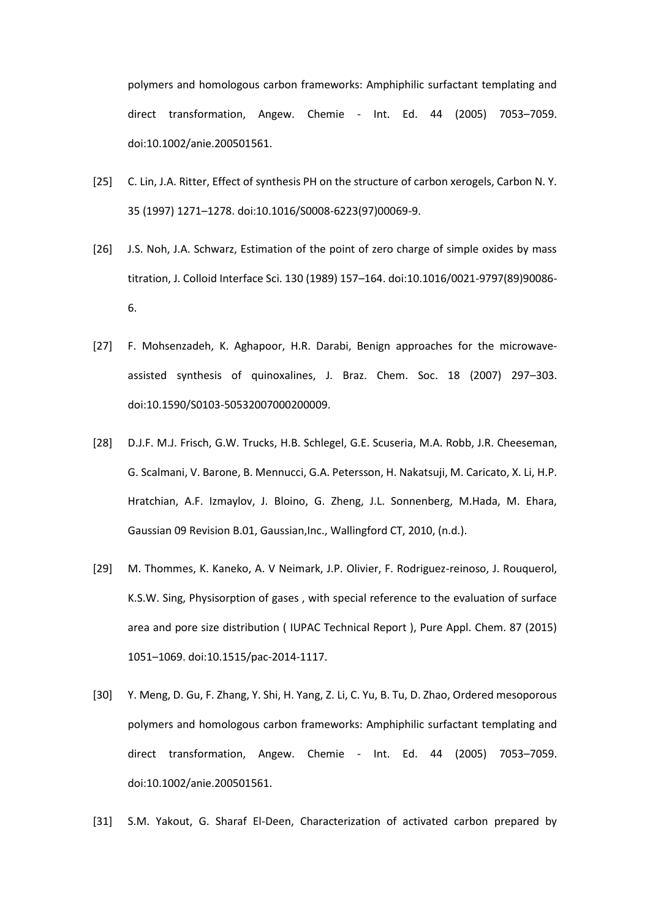polymers and homologous carbon frameworks: Amphiphilic surfactant templating and direct transformation, Angew. Chemie - Int. Ed. 44 (2005) 7053–7059. doi:10.1002/anie.200501561.

[25] C. Lin, J.A. Ritter, Effect of synthesis PH on the structure of carbon xerogels, Carbon N. Y. 35 (1997) 1271–1278. doi:10.1016/S0008-6223(97)00069-9.

[26] J.S. Noh, J.A. Schwarz, Estimation of the point of zero charge of simple oxides by mass titration, J. Colloid Interface Sci. 130 (1989) 157–164. doi:10.1016/0021-9797(89)90086-6.

[27] F. Mohsenzadeh, K. Aghapoor, H.R. Darabi, Benign approaches for the microwave-assisted synthesis of quinoxalines, J. Braz. Chem. Soc. 18 (2007) 297–303. doi:10.1590/S0103-50532007000200009.

[28] D.J.F. M.J. Frisch, G.W. Trucks, H.B. Schlegel, G.E. Scuseria, M.A. Robb, J.R. Cheeseman, G. Scalmani, V. Barone, B. Mennucci, G.A. Petersson, H. Nakatsuji, M. Caricato, X. Li, H.P. Hratchian, A.F. Izmaylov, J. Bloino, G. Zheng, J.L. Sonnenberg, M.Hada, M. Ehara, Gaussian 09 Revision B.01, Gaussian,Inc., Wallingford CT, 2010, (n.d.).

[29] M. Thommes, K. Kaneko, A. V Neimark, J.P. Olivier, F. Rodriguez-reinoso, J. Rouquerol, K.S.W. Sing, Physisorption of gases , with special reference to the evaluation of surface area and pore size distribution ( IUPAC Technical Report ), Pure Appl. Chem. 87 (2015) 1051–1069. doi:10.1515/pac-2014-1117.

[30] Y. Meng, D. Gu, F. Zhang, Y. Shi, H. Yang, Z. Li, C. Yu, B. Tu, D. Zhao, Ordered mesoporous polymers and homologous carbon frameworks: Amphiphilic surfactant templating and direct transformation, Angew. Chemie - Int. Ed. 44 (2005) 7053–7059. doi:10.1002/anie.200501561.

[31] S.M. Yakout, G. Sharaf El-Deen, Characterization of activated carbon prepared by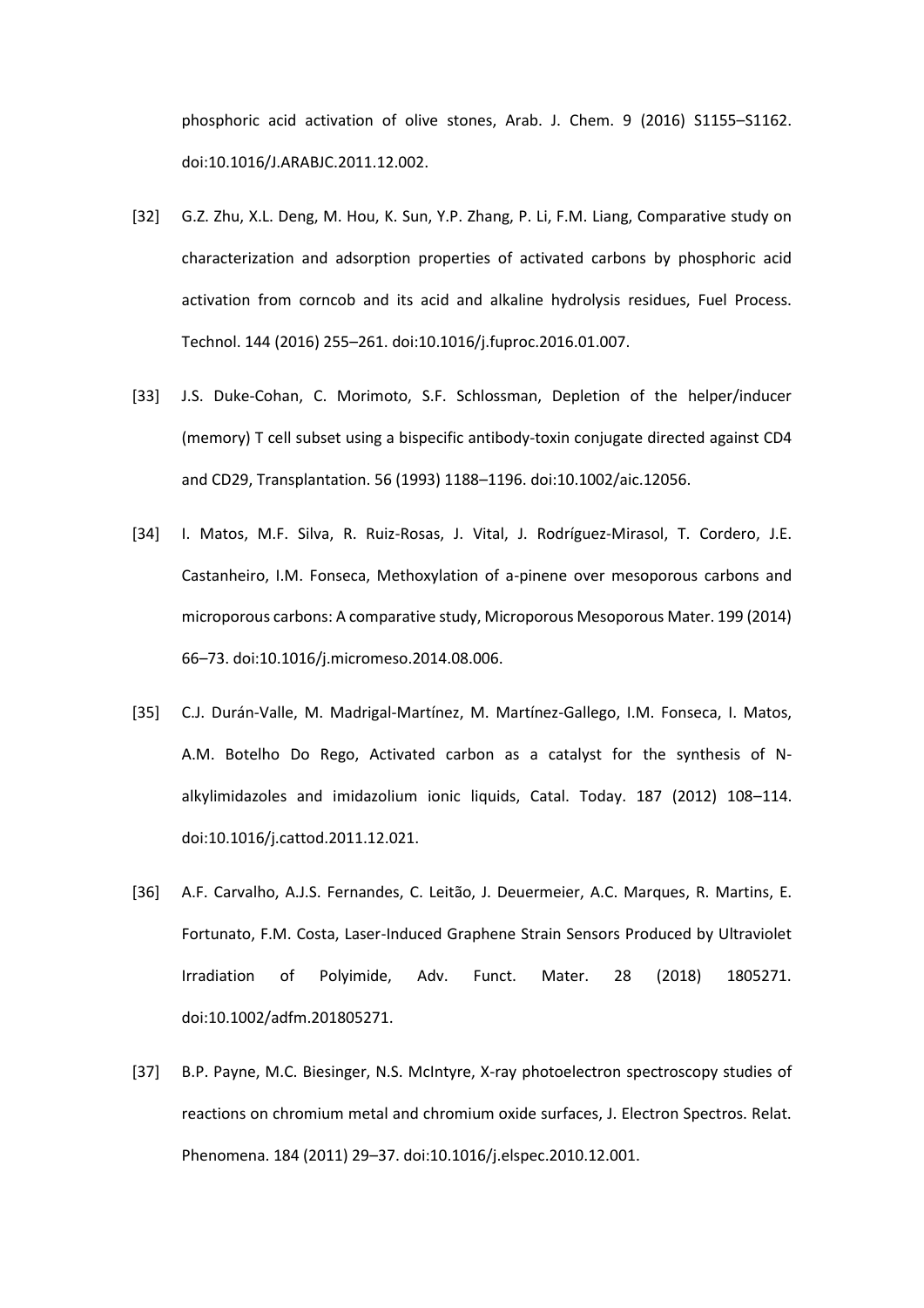phosphoric acid activation of olive stones, Arab. J. Chem. 9 (2016) S1155–S1162. doi:10.1016/J.ARABJC.2011.12.002.

[32] G.Z. Zhu, X.L. Deng, M. Hou, K. Sun, Y.P. Zhang, P. Li, F.M. Liang, Comparative study on characterization and adsorption properties of activated carbons by phosphoric acid activation from corncob and its acid and alkaline hydrolysis residues, Fuel Process. Technol. 144 (2016) 255–261. doi:10.1016/j.fuproc.2016.01.007.

[33] J.S. Duke-Cohan, C. Morimoto, S.F. Schlossman, Depletion of the helper/inducer (memory) T cell subset using a bispecific antibody-toxin conjugate directed against CD4 and CD29, Transplantation. 56 (1993) 1188–1196. doi:10.1002/aic.12056.

[34] I. Matos, M.F. Silva, R. Ruiz-Rosas, J. Vital, J. Rodríguez-Mirasol, T. Cordero, J.E. Castanheiro, I.M. Fonseca, Methoxylation of a-pinene over mesoporous carbons and microporous carbons: A comparative study, Microporous Mesoporous Mater. 199 (2014) 66–73. doi:10.1016/j.micromeso.2014.08.006.

[35] C.J. Durán-Valle, M. Madrigal-Martínez, M. Martínez-Gallego, I.M. Fonseca, I. Matos, A.M. Botelho Do Rego, Activated carbon as a catalyst for the synthesis of N-alkylimidazoles and imidazolium ionic liquids, Catal. Today. 187 (2012) 108–114. doi:10.1016/j.cattod.2011.12.021.

[36] A.F. Carvalho, A.J.S. Fernandes, C. Leitão, J. Deuermeier, A.C. Marques, R. Martins, E. Fortunato, F.M. Costa, Laser-Induced Graphene Strain Sensors Produced by Ultraviolet Irradiation of Polyimide, Adv. Funct. Mater. 28 (2018) 1805271. doi:10.1002/adfm.201805271.

[37] B.P. Payne, M.C. Biesinger, N.S. McIntyre, X-ray photoelectron spectroscopy studies of reactions on chromium metal and chromium oxide surfaces, J. Electron Spectros. Relat. Phenomena. 184 (2011) 29–37. doi:10.1016/j.elspec.2010.12.001.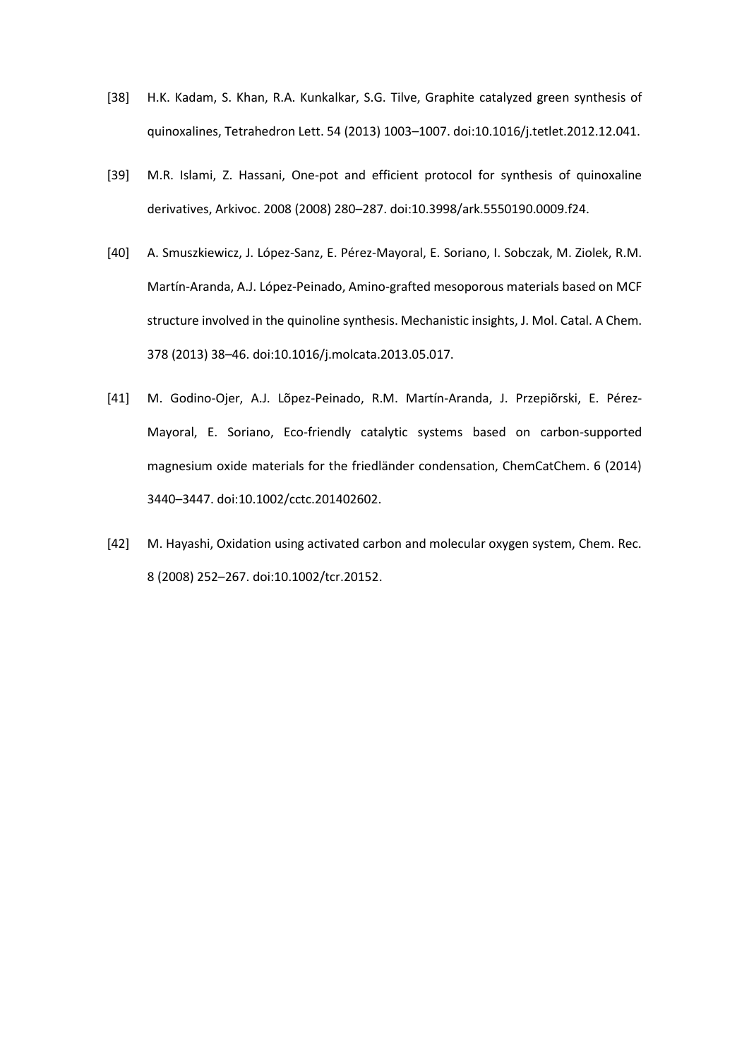[38] H.K. Kadam, S. Khan, R.A. Kunkalkar, S.G. Tilve, Graphite catalyzed green synthesis of quinoxalines, Tetrahedron Lett. 54 (2013) 1003–1007. doi:10.1016/j.tetlet.2012.12.041.

[39] M.R. Islami, Z. Hassani, One-pot and efficient protocol for synthesis of quinoxaline derivatives, Arkivoc. 2008 (2008) 280–287. doi:10.3998/ark.5550190.0009.f24.

[40] A. Smuszkiewicz, J. López-Sanz, E. Pérez-Mayoral, E. Soriano, I. Sobczak, M. Ziolek, R.M. Martín-Aranda, A.J. López-Peinado, Amino-grafted mesoporous materials based on MCF structure involved in the quinoline synthesis. Mechanistic insights, J. Mol. Catal. A Chem. 378 (2013) 38–46. doi:10.1016/j.molcata.2013.05.017.

[41] M. Godino-Ojer, A.J. Lõpez-Peinado, R.M. Martín-Aranda, J. Przepiõrski, E. Pérez-Mayoral, E. Soriano, Eco-friendly catalytic systems based on carbon-supported magnesium oxide materials for the friedländer condensation, ChemCatChem. 6 (2014) 3440–3447. doi:10.1002/cctc.201402602.

[42] M. Hayashi, Oxidation using activated carbon and molecular oxygen system, Chem. Rec. 8 (2008) 252–267. doi:10.1002/tcr.20152.